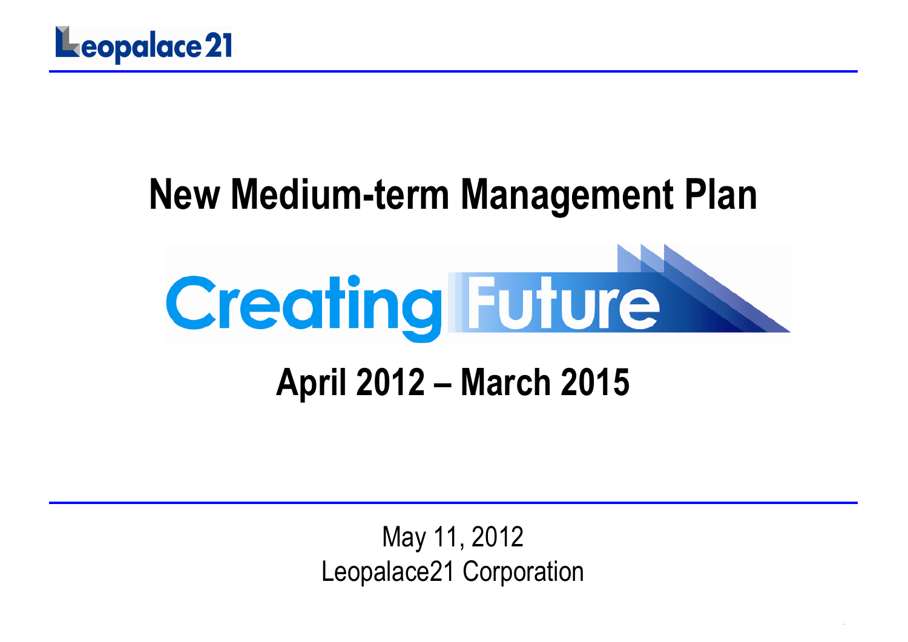Leopalace21

# New Medium-term Management Plan

## Creating Future

## April 2012 – March 2015

May 11, 2012
Leopalace21 Corporation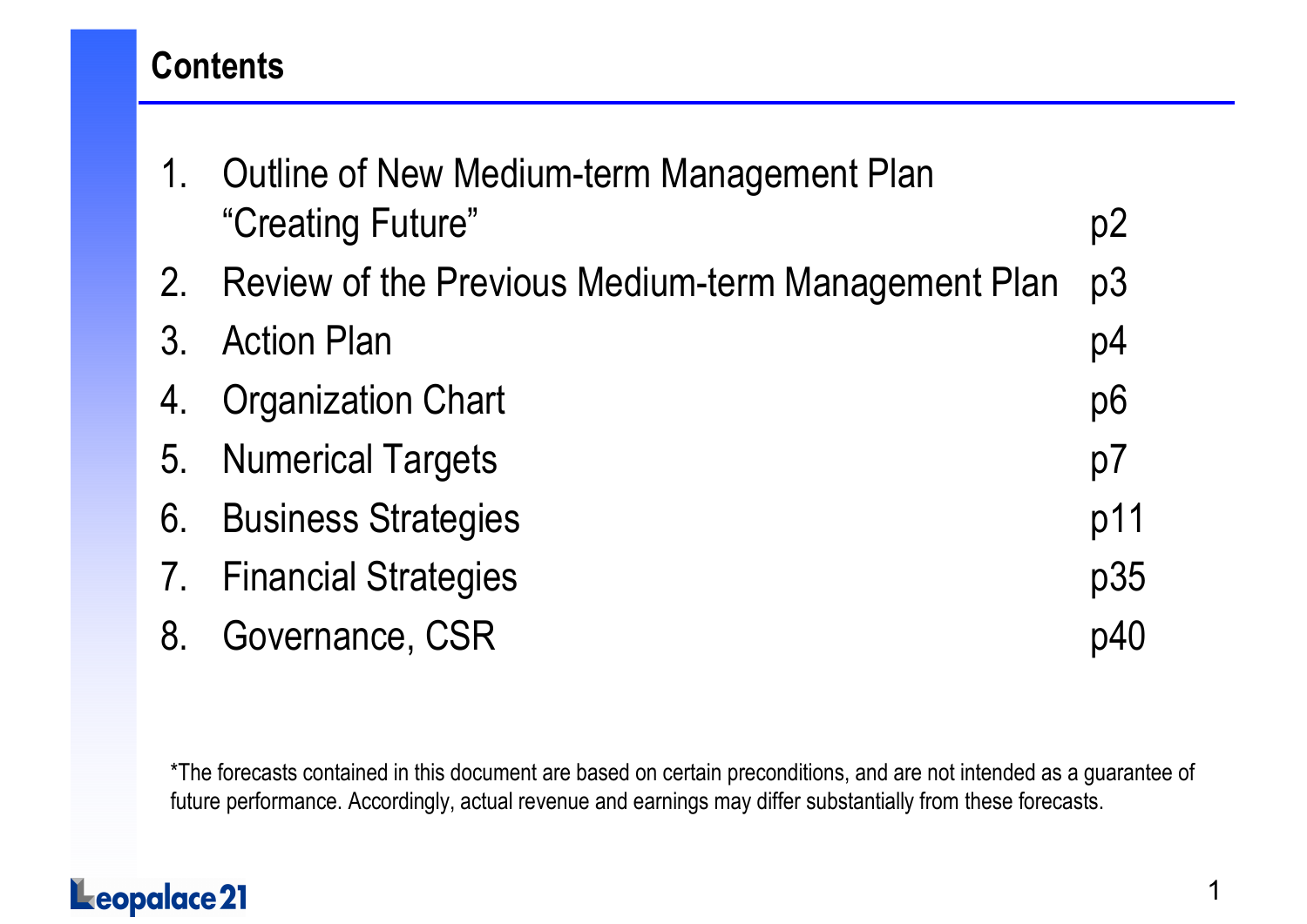# Contents

| | | |
|---|---|---|
| 1. | Outline of New Medium-term Management Plan "Creating Future" | p2 |
| 2. | Review of the Previous Medium-term Management Plan | p3 |
| 3. | Action Plan | p4 |
| 4. | Organization Chart | p6 |
| 5. | Numerical Targets | p7 |
| 6. | Business Strategies | p11 |
| 7. | Financial Strategies | p35 |
| 8. | Governance, CSR | p40 |

*The forecasts contained in this document are based on certain preconditions, and are not intended as a guarantee of future performance. Accordingly, actual revenue and earnings may differ substantially from these forecasts.

Leopalace21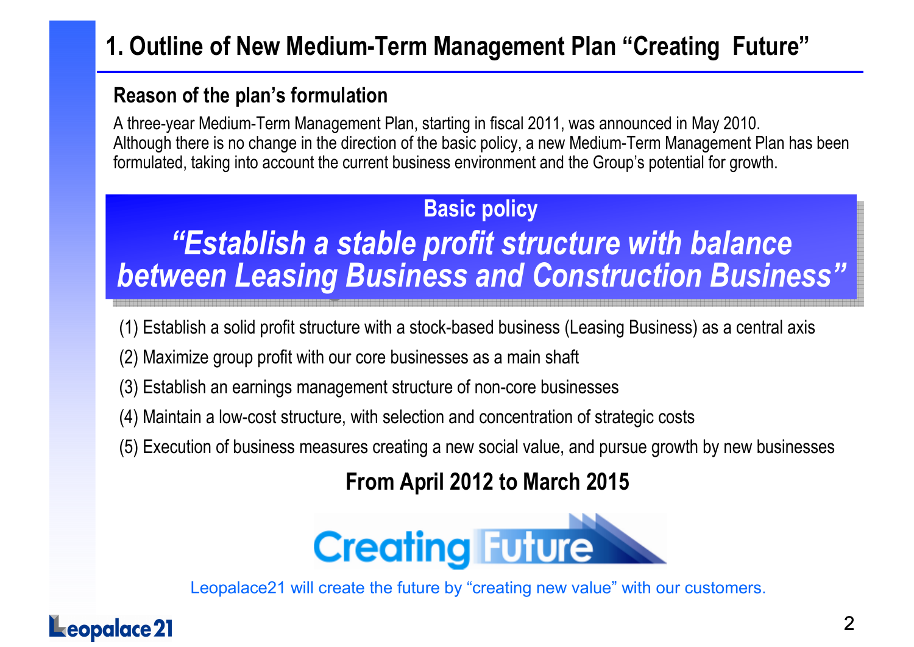# 1. Outline of New Medium-Term Management Plan “Creating Future”

## Reason of the plan’s formulation

A three-year Medium-Term Management Plan, starting in fiscal 2011, was announced in May 2010.
Although there is no change in the direction of the basic policy, a new Medium-Term Management Plan has been formulated, taking into account the current business environment and the Group’s potential for growth.

### Basic policy

***“Establish a stable profit structure with balance between Leasing Business and Construction Business”***

(1) Establish a solid profit structure with a stock-based business (Leasing Business) as a central axis

(2) Maximize group profit with our core businesses as a main shaft

(3) Establish an earnings management structure of non-core businesses

(4) Maintain a low-cost structure, with selection and concentration of strategic costs

(5) Execution of business measures creating a new social value, and pursue growth by new businesses

**From April 2012 to March 2015**

Creating Future

Leopalace21 will create the future by “creating new value” with our customers.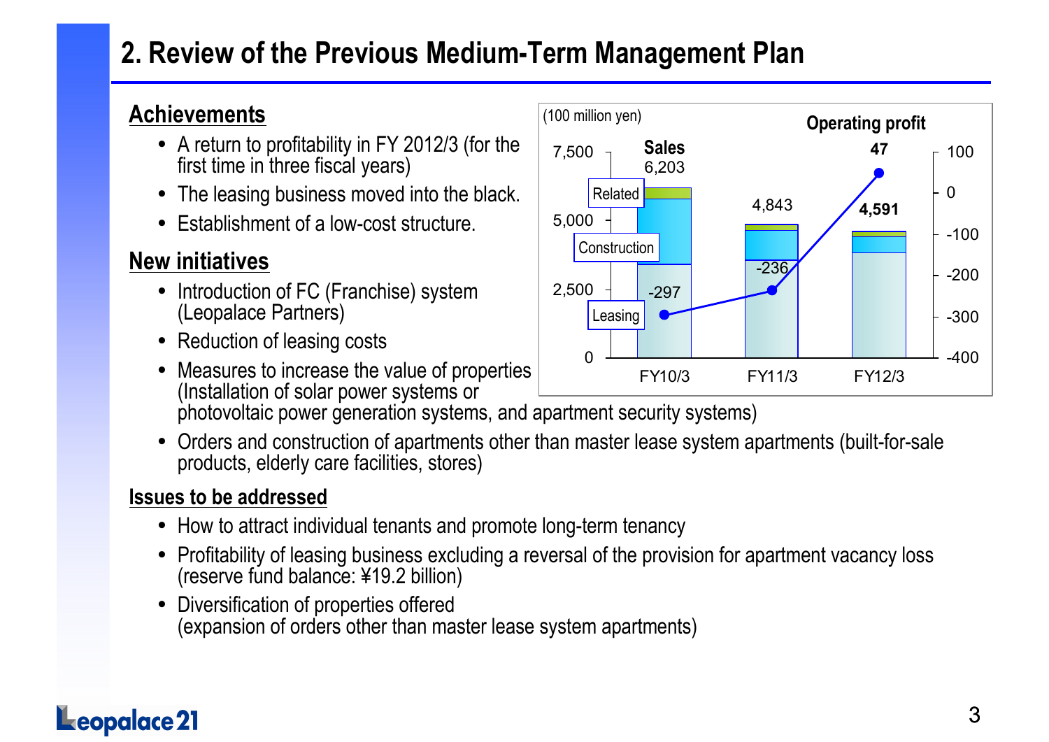# 2. Review of the Previous Medium-Term Management Plan

## Achievements

- A return to profitability in FY 2012/3 (for the first time in three fiscal years)
- The leasing business moved into the black.
- Establishment of a low-cost structure.

## New initiatives

- Introduction of FC (Franchise) system (Leopalace Partners)
- Reduction of leasing costs
- Measures to increase the value of properties (Installation of solar power systems or photovoltaic power generation systems, and apartment security systems)
- Orders and construction of apartments other than master lease system apartments (built-for-sale products, elderly care facilities, stores)

(100 million yen)

Sales

Operating profit

7,500
5,000
2,500
0

100
0
-100
-200
-300
-400

Related

Construction

Leasing

6,203
4,843
4,591

-297
-236
47

FY10/3
FY11/3
FY12/3

## Issues to be addressed

- How to attract individual tenants and promote long-term tenancy
- Profitability of leasing business excluding a reversal of the provision for apartment vacancy loss (reserve fund balance: ¥19.2 billion)
- Diversification of properties offered (expansion of orders other than master lease system apartments)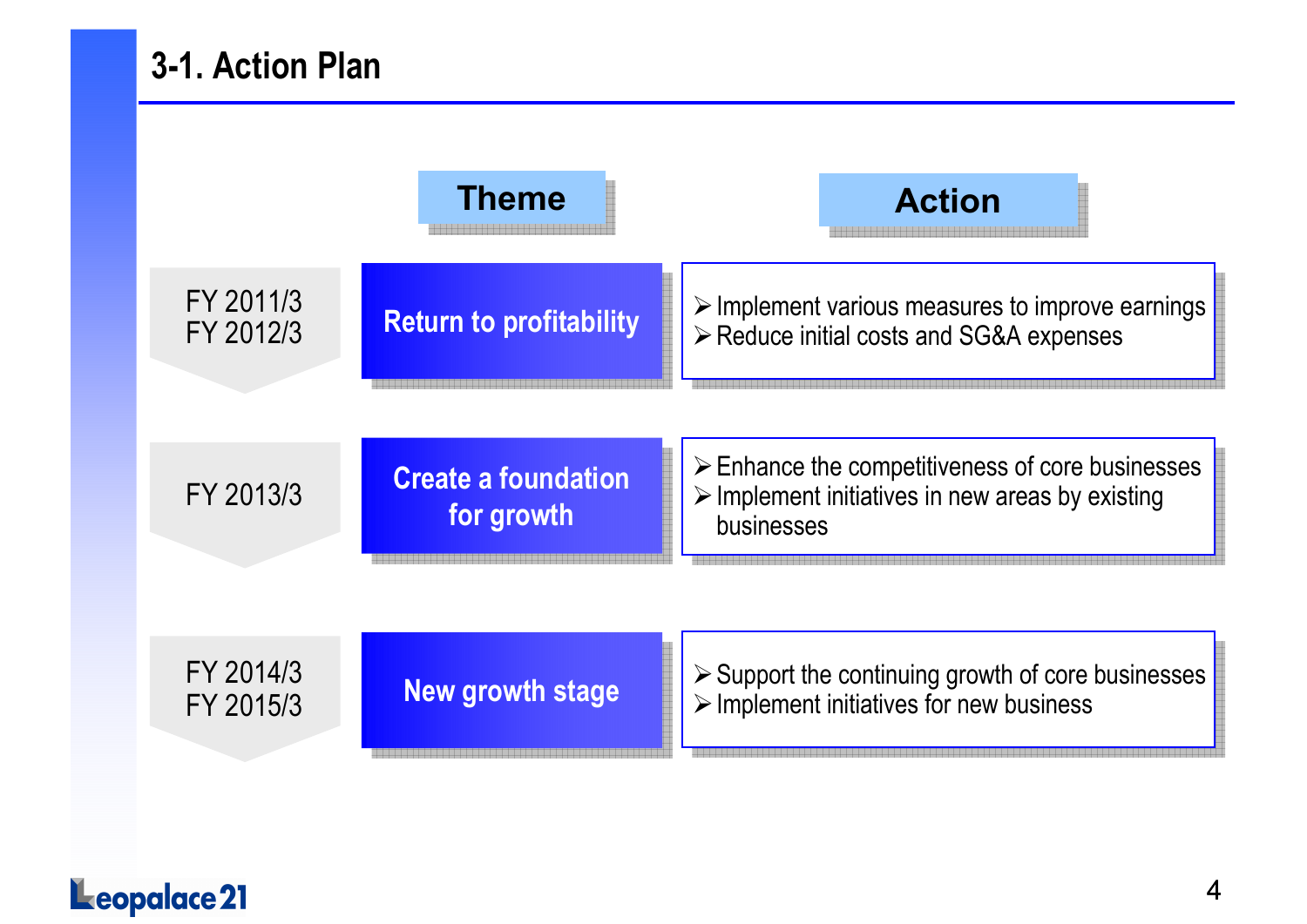## 3-1. Action Plan

| | Theme | Action |
| --- | --- | --- |
| FY 2011/3<br>FY 2012/3 | Return to profitability | ➢ Implement various measures to improve earnings<br>➢ Reduce initial costs and SG&A expenses |
| FY 2013/3 | Create a foundation for growth | ➢ Enhance the competitiveness of core businesses<br>➢ Implement initiatives in new areas by existing businesses |
| FY 2014/3<br>FY 2015/3 | New growth stage | ➢ Support the continuing growth of core businesses<br>➢ Implement initiatives for new business |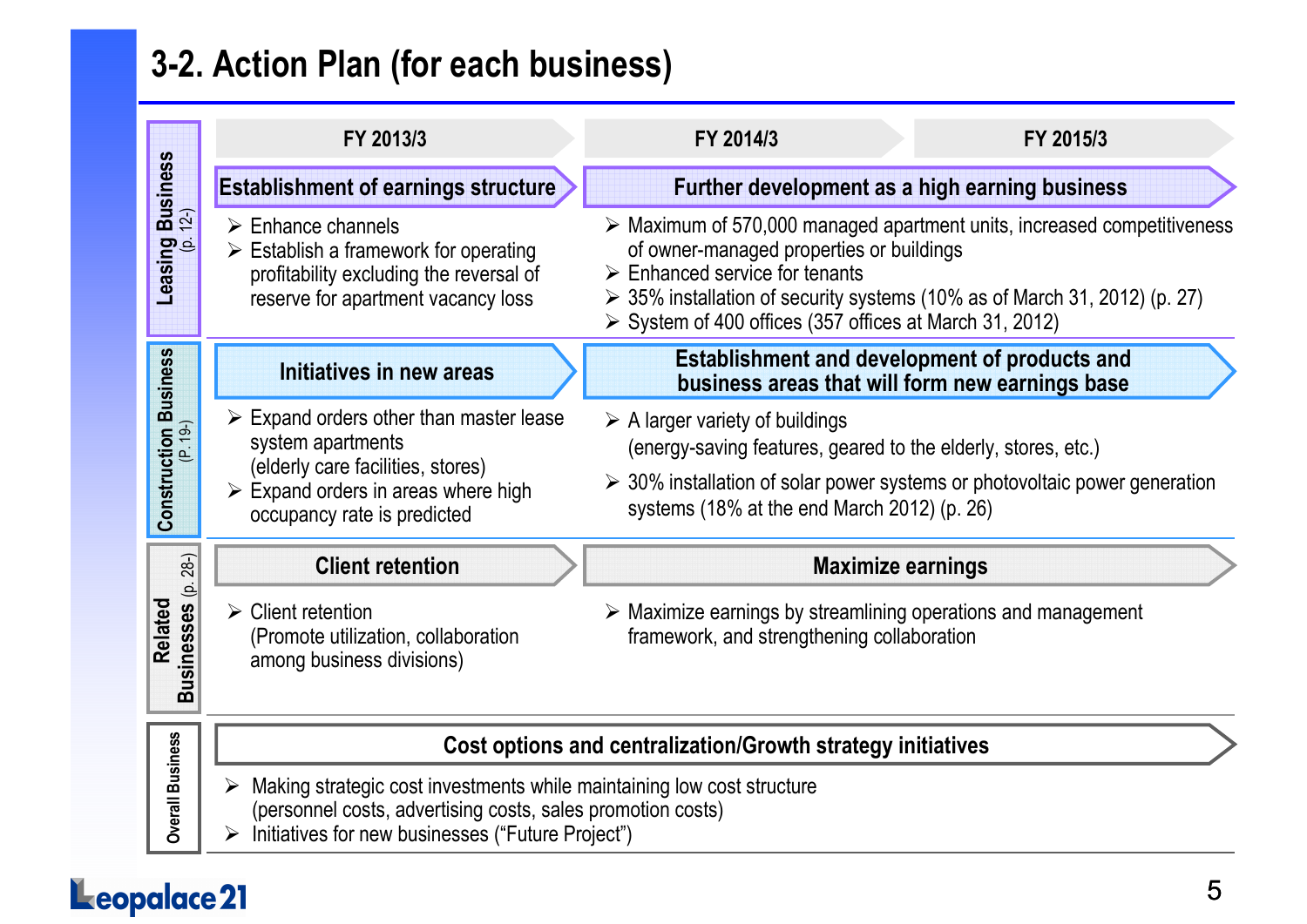# 3-2. Action Plan (for each business)

| | FY 2013/3 | FY 2014/3 – FY 2015/3 |
|---|---|---|
| **Leasing Business** (p. 12-) | **Establishment of earnings structure**<br>➢ Enhance channels<br>➢ Establish a framework for operating profitability excluding the reversal of reserve for apartment vacancy loss | **Further development as a high earning business**<br>➢ Maximum of 570,000 managed apartment units, increased competitiveness of owner-managed properties or buildings<br>➢ Enhanced service for tenants<br>➢ 35% installation of security systems (10% as of March 31, 2012) (p. 27)<br>➢ System of 400 offices (357 offices at March 31, 2012) |
| **Construction Business** (P. 19-) | **Initiatives in new areas**<br>➢ Expand orders other than master lease system apartments (elderly care facilities, stores)<br>➢ Expand orders in areas where high occupancy rate is predicted | **Establishment and development of products and business areas that will form new earnings base**<br>➢ A larger variety of buildings (energy-saving features, geared to the elderly, stores, etc.)<br>➢ 30% installation of solar power systems or photovoltaic power generation systems (18% at the end March 2012) (p. 26) |
| **Related Businesses** (p. 28-) | **Client retention**<br>➢ Client retention (Promote utilization, collaboration among business divisions) | **Maximize earnings**<br>➢ Maximize earnings by streamlining operations and management framework, and strengthening collaboration |
| **Overall Business** | **Cost options and centralization/Growth strategy initiatives**<br>➢ Making strategic cost investments while maintaining low cost structure (personnel costs, advertising costs, sales promotion costs)<br>➢ Initiatives for new businesses ("Future Project") | |

Leopalace21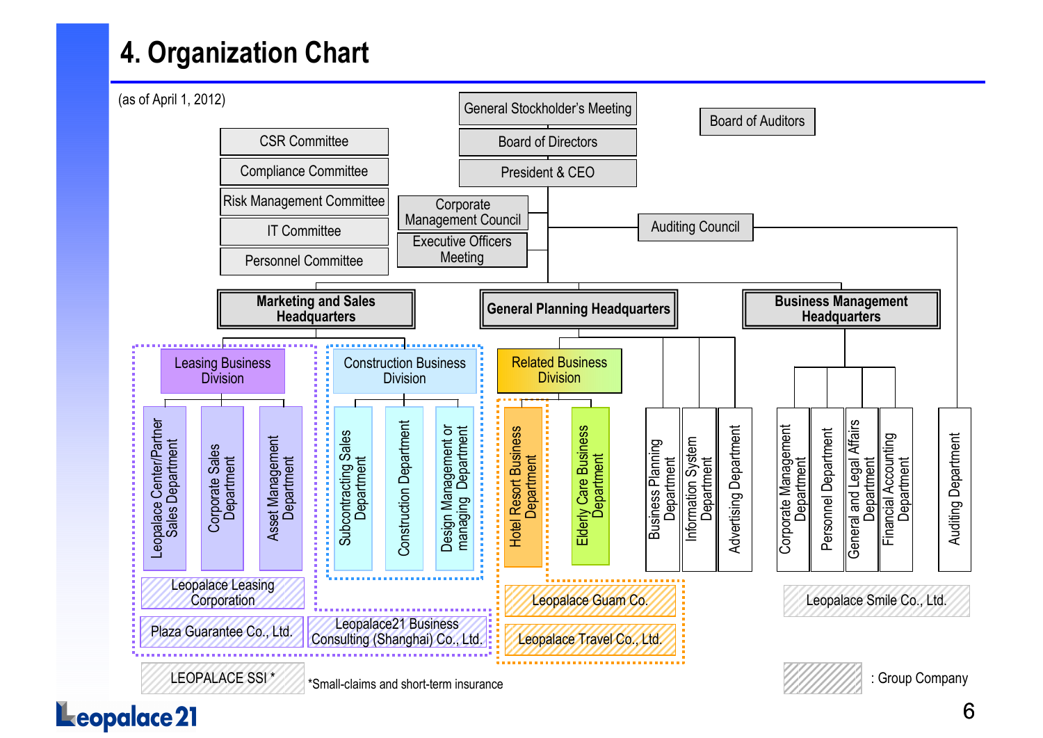# 4. Organization Chart

(as of April 1, 2012)

General Stockholder's Meeting

Board of Auditors

Board of Directors

President & CEO

CSR Committee

Compliance Committee

Risk Management Committee

IT Committee

Personnel Committee

Corporate Management Council

Executive Officers Meeting

Auditing Council

**Marketing and Sales Headquarters**

Leasing Business Division

- Leopalace Center/Partner Sales Department
- Corporate Sales Department
- Asset Management Department

Leopalace Leasing Corporation

Plaza Guarantee Co., Ltd.

Leopalace21 Business Consulting (Shanghai) Co., Ltd.

Construction Business Division

- Subcontracting Sales Department
- Construction Department
- Design Management or managing Department

**General Planning Headquarters**

Related Business Division

- Hotel Resort Business Department
- Elderly Care Business Department

Leopalace Guam Co.

Leopalace Travel Co., Ltd.

- Business Planning Department
- Information System Department
- Advertising Department

**Business Management Headquarters**

- Corporate Management Department
- Personnel Department
- General and Legal Affairs Department
- Financial Accounting Department

Leopalace Smile Co., Ltd.

Auditing Department

LEOPALACE SSI *

*Small-claims and short-term insurance

: Group Company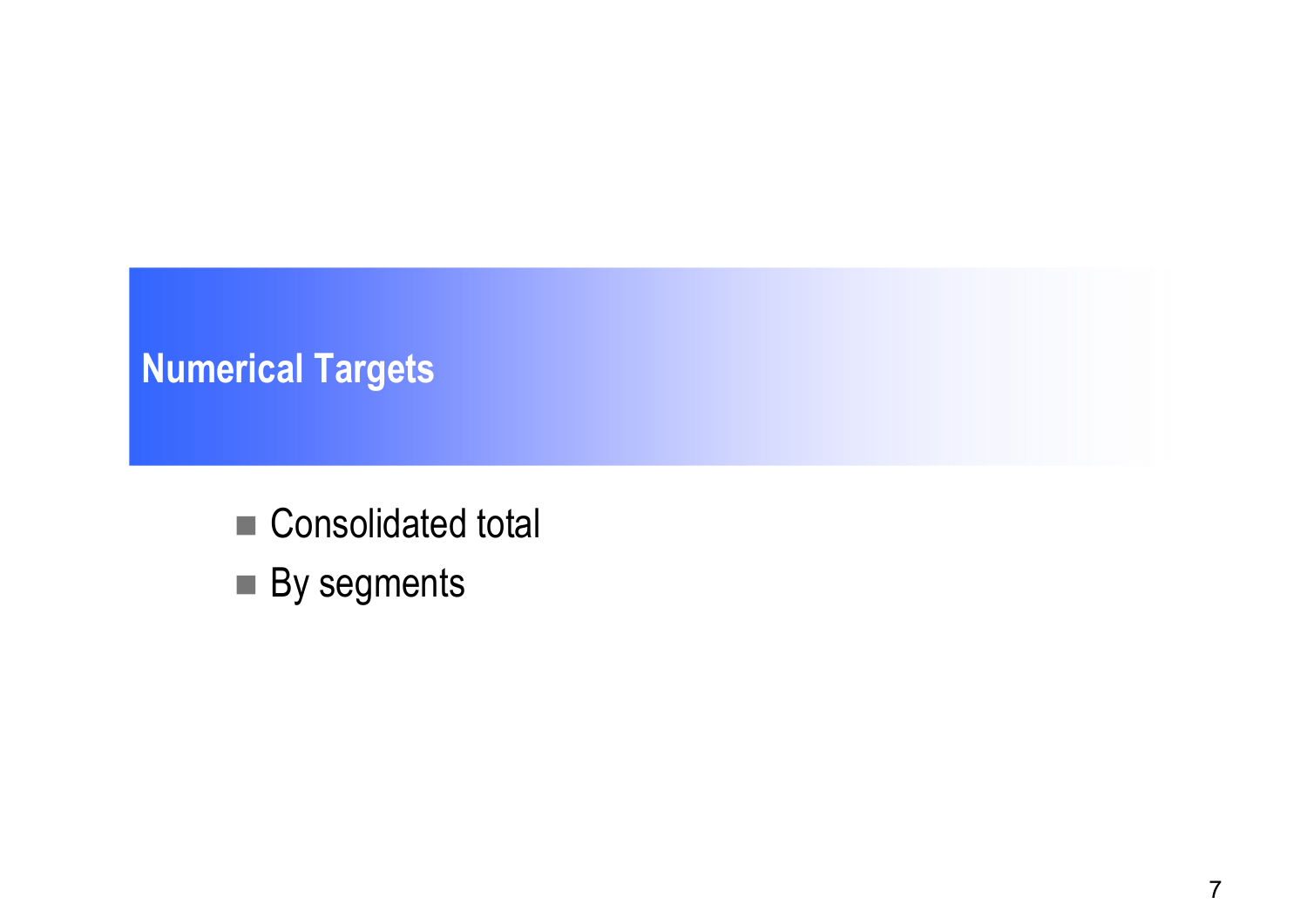# Numerical Targets

- Consolidated total
- By segments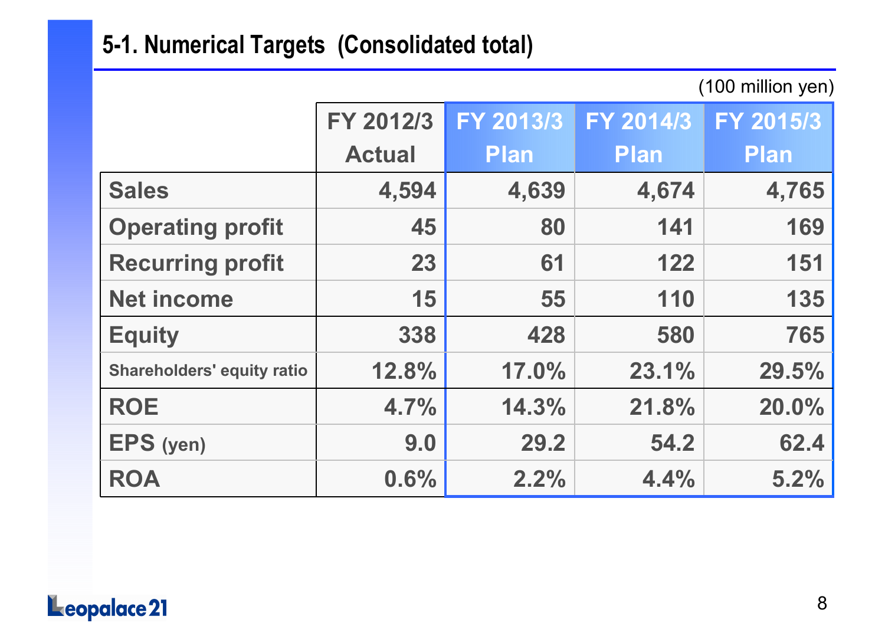## 5-1. Numerical Targets (Consolidated total)

(100 million yen)

| | FY 2012/3 Actual | FY 2013/3 Plan | FY 2014/3 Plan | FY 2015/3 Plan |
|---|---|---|---|---|
| Sales | 4,594 | 4,639 | 4,674 | 4,765 |
| Operating profit | 45 | 80 | 141 | 169 |
| Recurring profit | 23 | 61 | 122 | 151 |
| Net income | 15 | 55 | 110 | 135 |
| Equity | 338 | 428 | 580 | 765 |
| Shareholders' equity ratio | 12.8% | 17.0% | 23.1% | 29.5% |
| ROE | 4.7% | 14.3% | 21.8% | 20.0% |
| EPS (yen) | 9.0 | 29.2 | 54.2 | 62.4 |
| ROA | 0.6% | 2.2% | 4.4% | 5.2% |

Leopalace21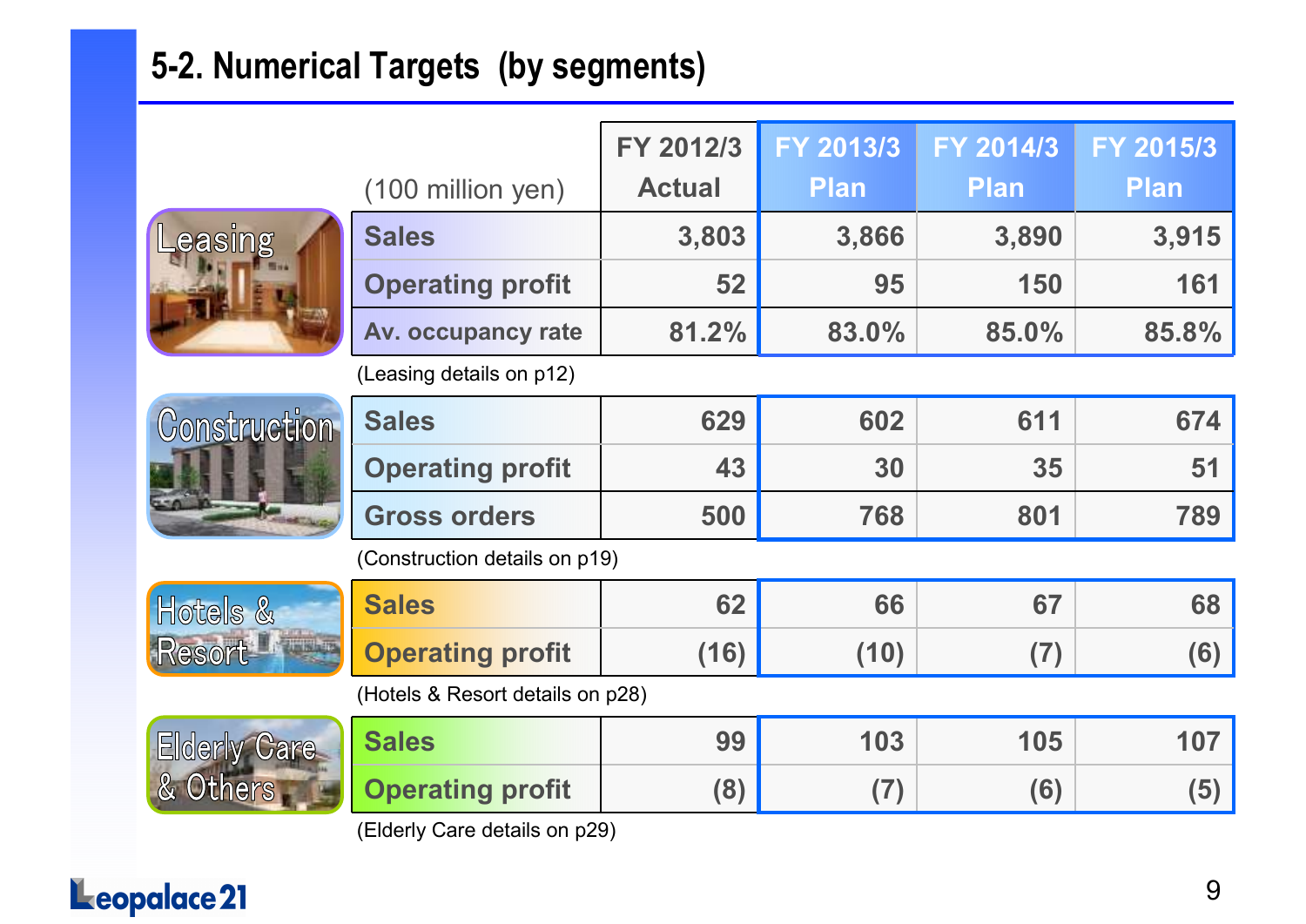## 5-2. Numerical Targets (by segments)

| | (100 million yen) | FY 2012/3 Actual | FY 2013/3 Plan | FY 2014/3 Plan | FY 2015/3 Plan |
|---|---|---|---|---|---|
| Leasing | Sales | 3,803 | 3,866 | 3,890 | 3,915 |
| | Operating profit | 52 | 95 | 150 | 161 |
| | Av. occupancy rate | 81.2% | 83.0% | 85.0% | 85.8% |
| Construction | Sales | 629 | 602 | 611 | 674 |
| | Operating profit | 43 | 30 | 35 | 51 |
| | Gross orders | 500 | 768 | 801 | 789 |
| Hotels & Resort | Sales | 62 | 66 | 67 | 68 |
| | Operating profit | (16) | (10) | (7) | (6) |
| Elderly Care & Others | Sales | 99 | 103 | 105 | 107 |
| | Operating profit | (8) | (7) | (6) | (5) |

(Leasing details on p12)

(Construction details on p19)

(Hotels & Resort details on p28)

(Elderly Care details on p29)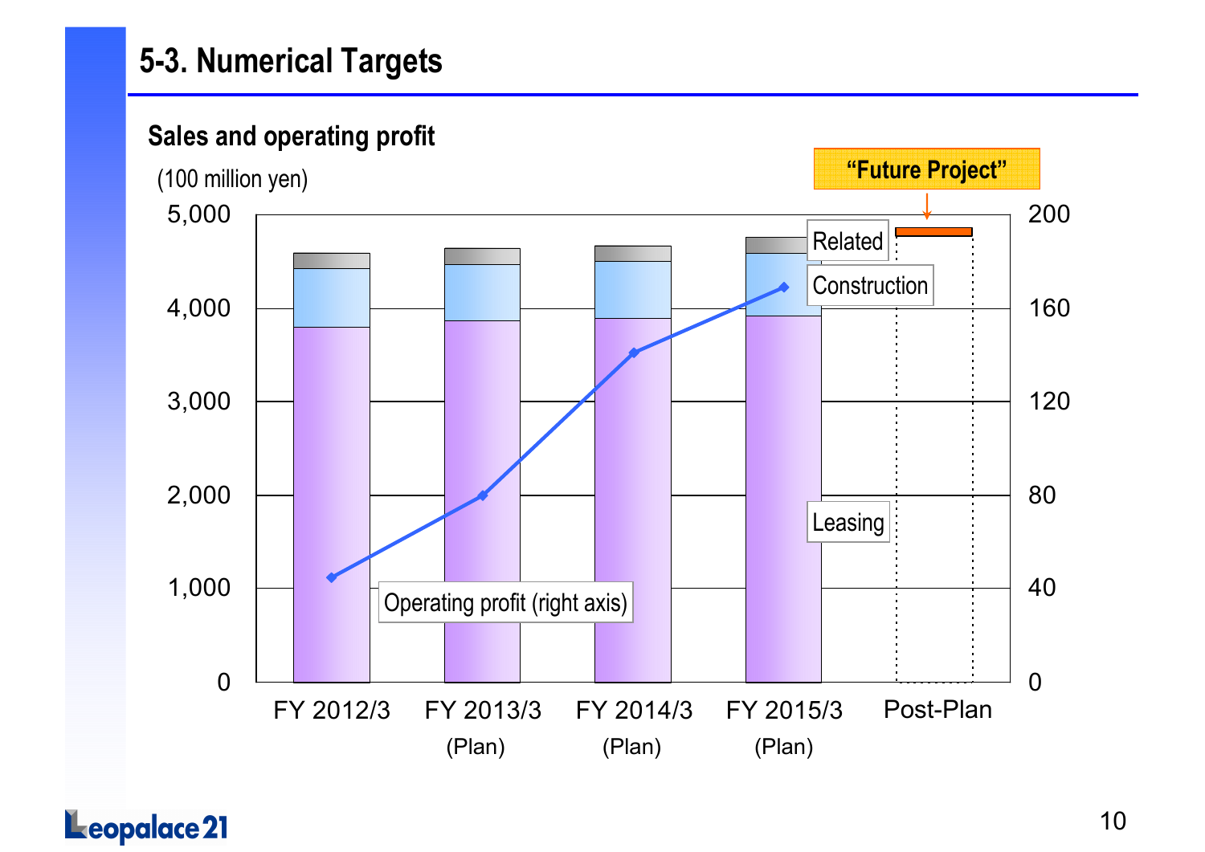# 5-3. Numerical Targets

## Sales and operating profit

(100 million yen)

"Future Project"

5,000
4,000
3,000
2,000
1,000
0

200
160
120
80
40
0

Related

Construction

Leasing

Operating profit (right axis)

FY 2012/3

FY 2013/3 (Plan)

FY 2014/3 (Plan)

FY 2015/3 (Plan)

Post-Plan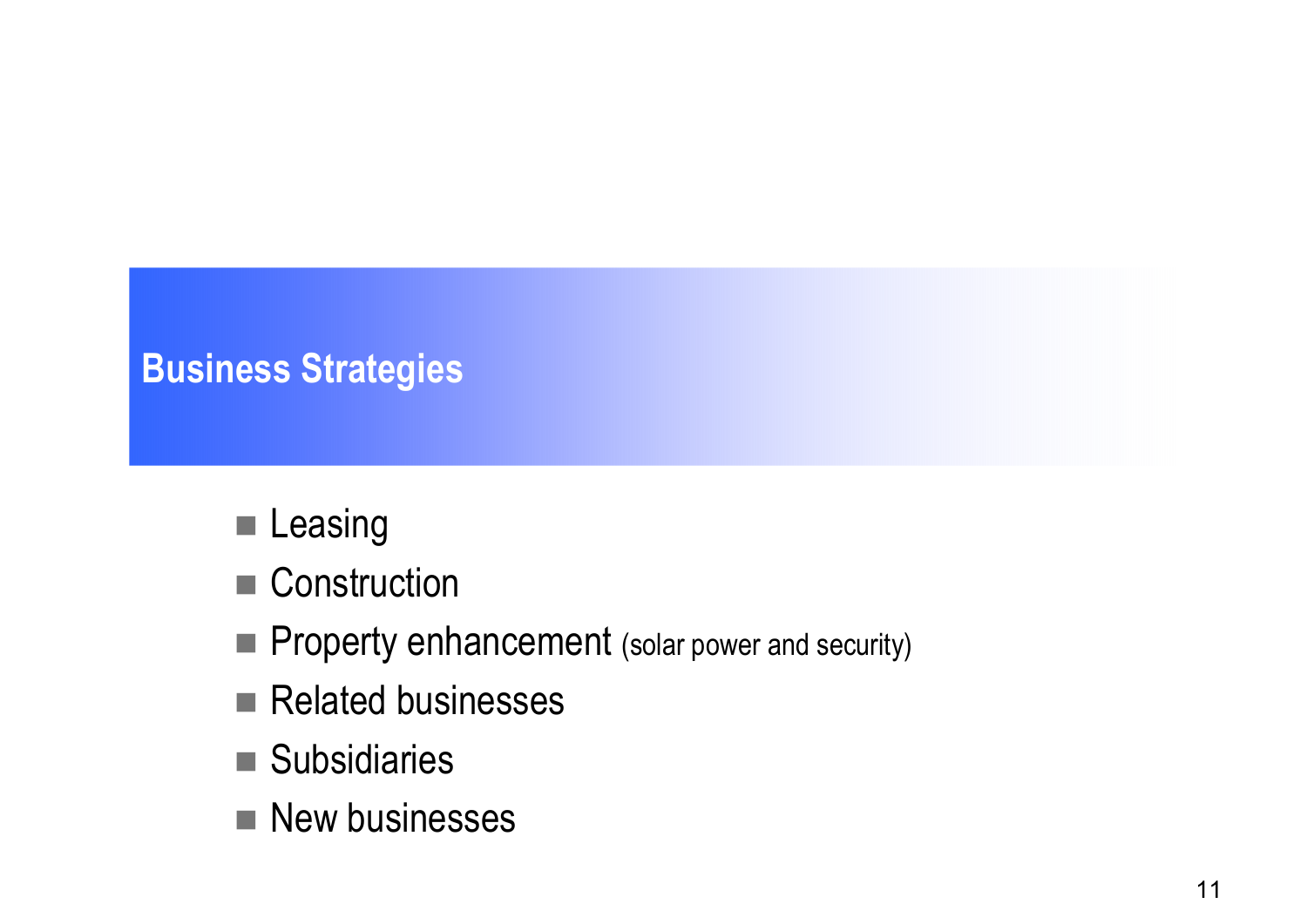## Business Strategies

- Leasing
- Construction
- Property enhancement (solar power and security)
- Related businesses
- Subsidiaries
- New businesses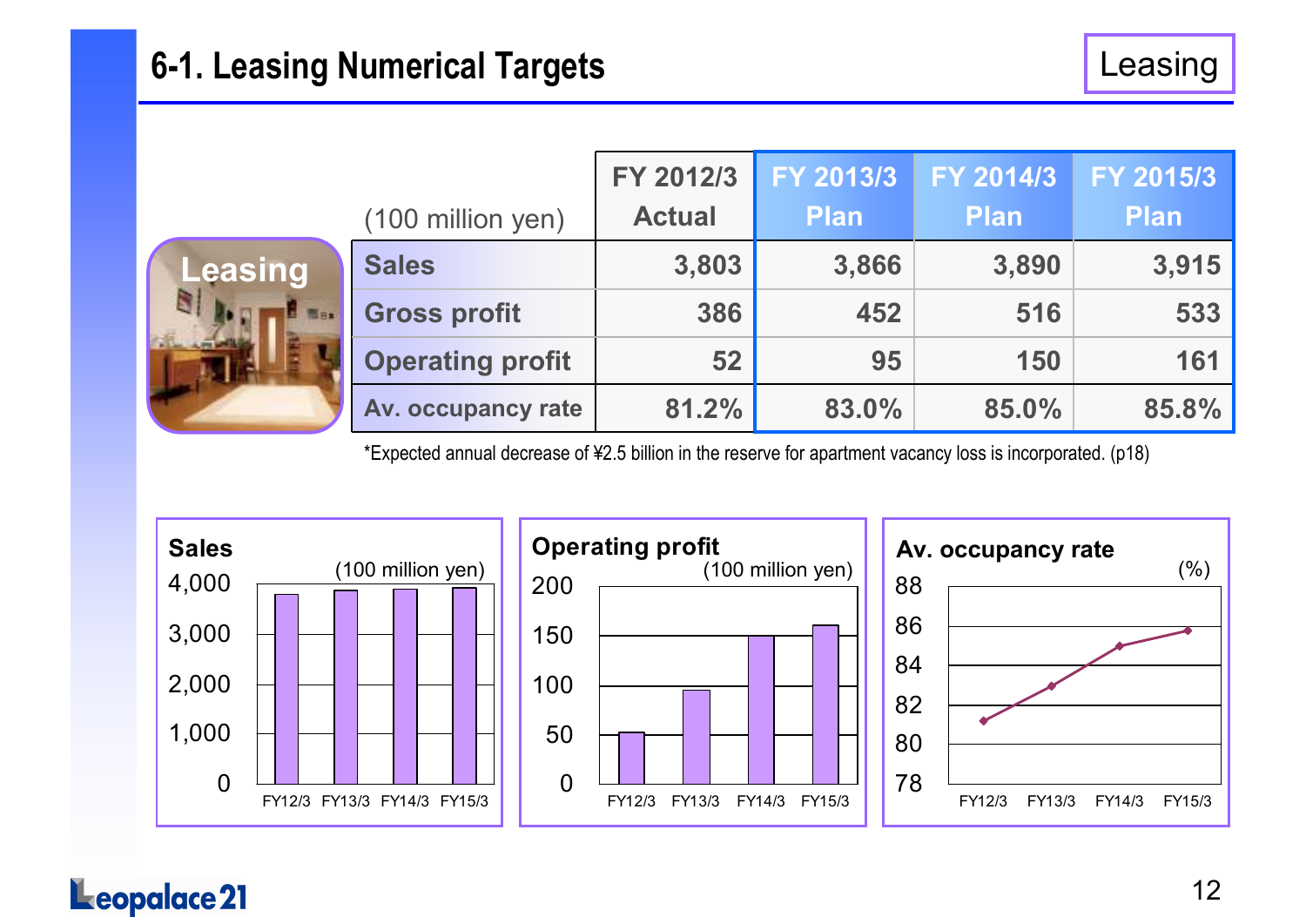# 6-1. Leasing Numerical Targets

Leasing

Leasing

| (100 million yen) | FY 2012/3 Actual | FY 2013/3 Plan | FY 2014/3 Plan | FY 2015/3 Plan |
|---|---|---|---|---|
| Sales | 3,803 | 3,866 | 3,890 | 3,915 |
| Gross profit | 386 | 452 | 516 | 533 |
| Operating profit | 52 | 95 | 150 | 161 |
| Av. occupancy rate | 81.2% | 83.0% | 85.0% | 85.8% |

*Expected annual decrease of ¥2.5 billion in the reserve for apartment vacancy loss is incorporated. (p18)

**Sales**
(100 million yen)
4,000
3,000
2,000
1,000
0
FY12/3 FY13/3 FY14/3 FY15/3

**Operating profit**
(100 million yen)
200
150
100
50
0
FY12/3 FY13/3 FY14/3 FY15/3

**Av. occupancy rate**
(%)
88
86
84
82
80
78
FY12/3 FY13/3 FY14/3 FY15/3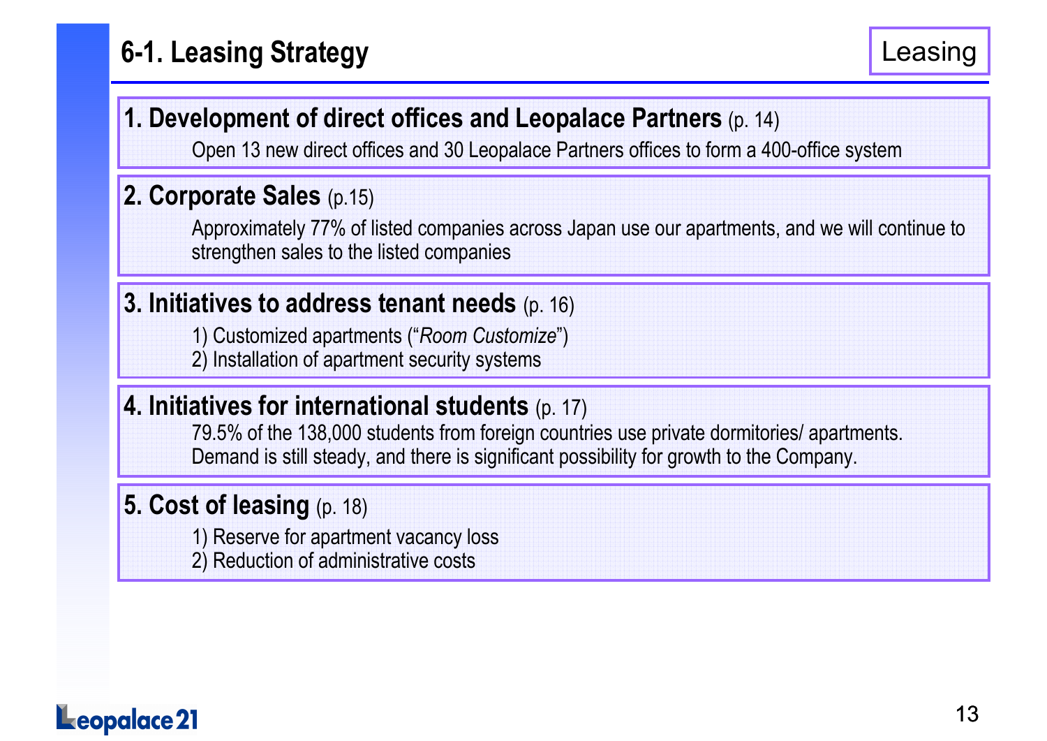# 6-1. Leasing Strategy

Leasing

## 1. Development of direct offices and Leopalace Partners (p. 14)

Open 13 new direct offices and 30 Leopalace Partners offices to form a 400-office system

## 2. Corporate Sales (p.15)

Approximately 77% of listed companies across Japan use our apartments, and we will continue to strengthen sales to the listed companies

## 3. Initiatives to address tenant needs (p. 16)

1) Customized apartments ("*Room Customize*")
2) Installation of apartment security systems

## 4. Initiatives for international students (p. 17)

79.5% of the 138,000 students from foreign countries use private dormitories/ apartments. Demand is still steady, and there is significant possibility for growth to the Company.

## 5. Cost of leasing (p. 18)

1) Reserve for apartment vacancy loss
2) Reduction of administrative costs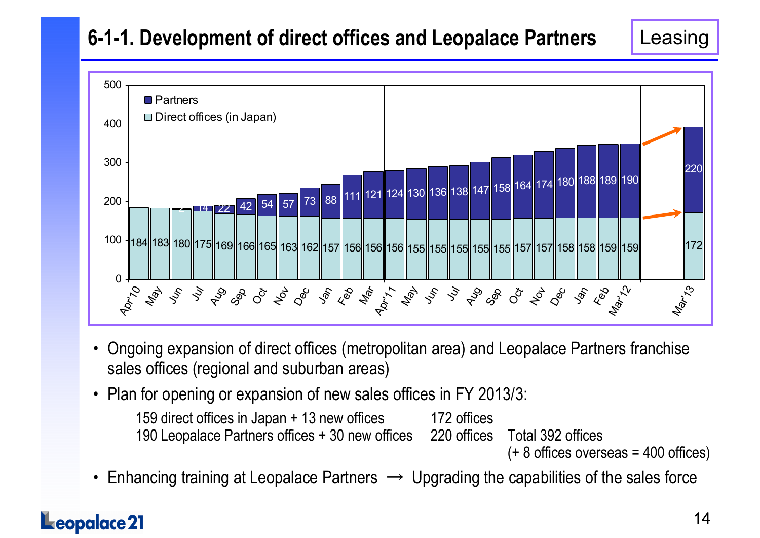## 6-1-1. Development of direct offices and Leopalace Partners

Leasing

500
400
300
200
100
0

■ Partners
□ Direct offices (in Japan)

Partners: 2, 14, 22, 42, 54, 57, 73, 88, 111, 121, 124, 130, 136, 138, 147, 158, 164, 174, 180, 188, 189, 190, 220

Direct offices: 184, 183, 180, 175, 169, 166, 165, 163, 162, 157, 156, 156, 156, 155, 155, 155, 155, 155, 157, 157, 158, 158, 159, 159, 172

Apr'10, May, Jun, Jul, Aug, Sep, Oct, Nov, Dec, Jan, Feb, Mar, Apr'11, May, Jun, Jul, Aug, Sep, Oct, Nov, Dec, Jan, Feb, Mar'12, Mar'13

- Ongoing expansion of direct offices (metropolitan area) and Leopalace Partners franchise sales offices (regional and suburban areas)
- Plan for opening or expansion of new sales offices in FY 2013/3:

  159 direct offices in Japan + 13 new offices 172 offices

  190 Leopalace Partners offices + 30 new offices 220 offices Total 392 offices

  (+ 8 offices overseas = 400 offices)

- Enhancing training at Leopalace Partners → Upgrading the capabilities of the sales force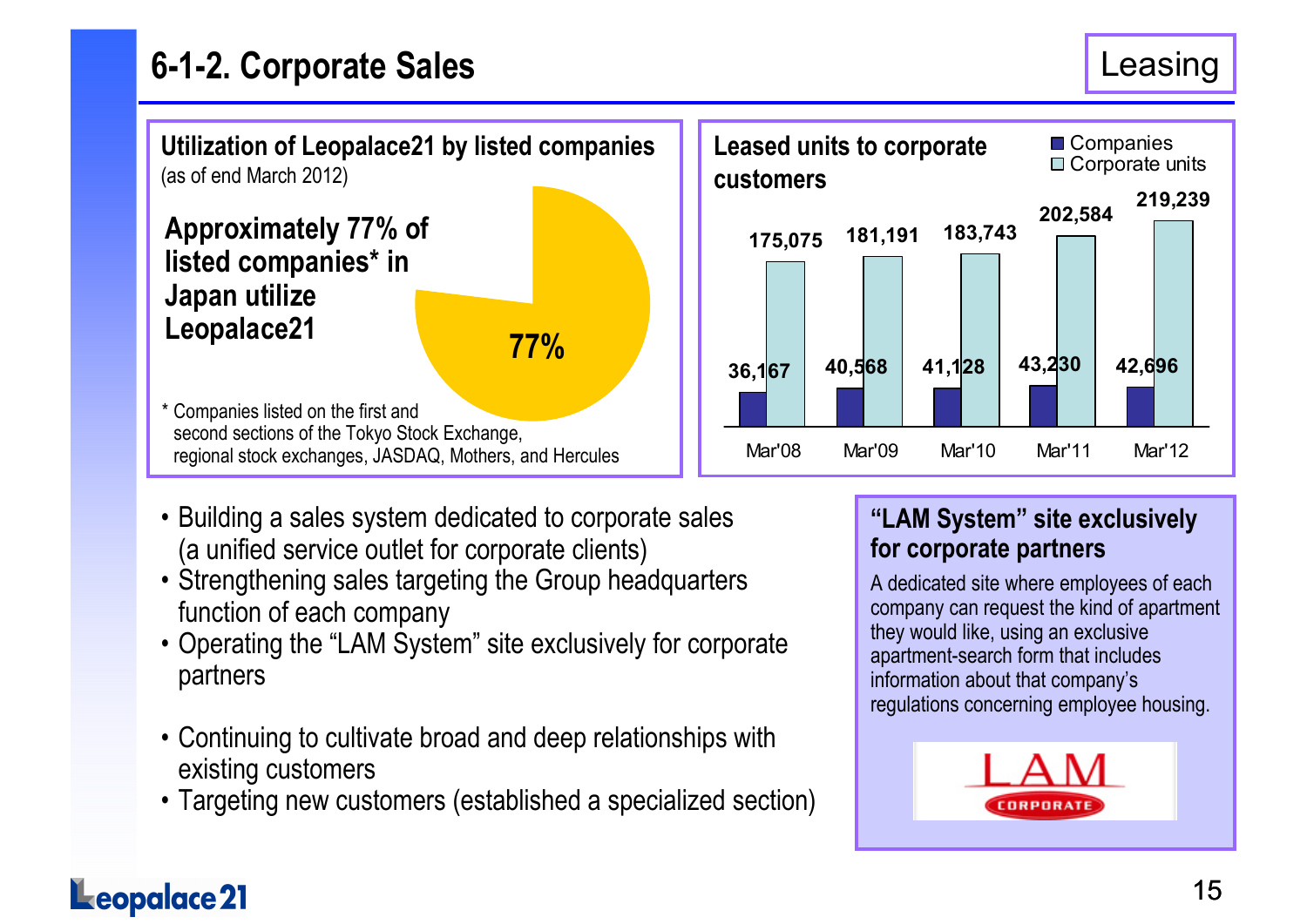# 6-1-2. Corporate Sales

Leasing

## Utilization of Leopalace21 by listed companies

(as of end March 2012)

**Approximately 77% of listed companies* in Japan utilize Leopalace21**

77%

* Companies listed on the first and second sections of the Tokyo Stock Exchange, regional stock exchanges, JASDAQ, Mothers, and Hercules

## Leased units to corporate customers

Companies
Corporate units

Mar'08: 36,167 / 175,075
Mar'09: 40,568 / 181,191
Mar'10: 41,128 / 183,743
Mar'11: 43,230 / 202,584
Mar'12: 42,696 / 219,239

- Building a sales system dedicated to corporate sales (a unified service outlet for corporate clients)
- Strengthening sales targeting the Group headquarters function of each company
- Operating the “LAM System” site exclusively for corporate partners

- Continuing to cultivate broad and deep relationships with existing customers
- Targeting new customers (established a specialized section)

## “LAM System” site exclusively for corporate partners

A dedicated site where employees of each company can request the kind of apartment they would like, using an exclusive apartment-search form that includes information about that company’s regulations concerning employee housing.

LAM CORPORATE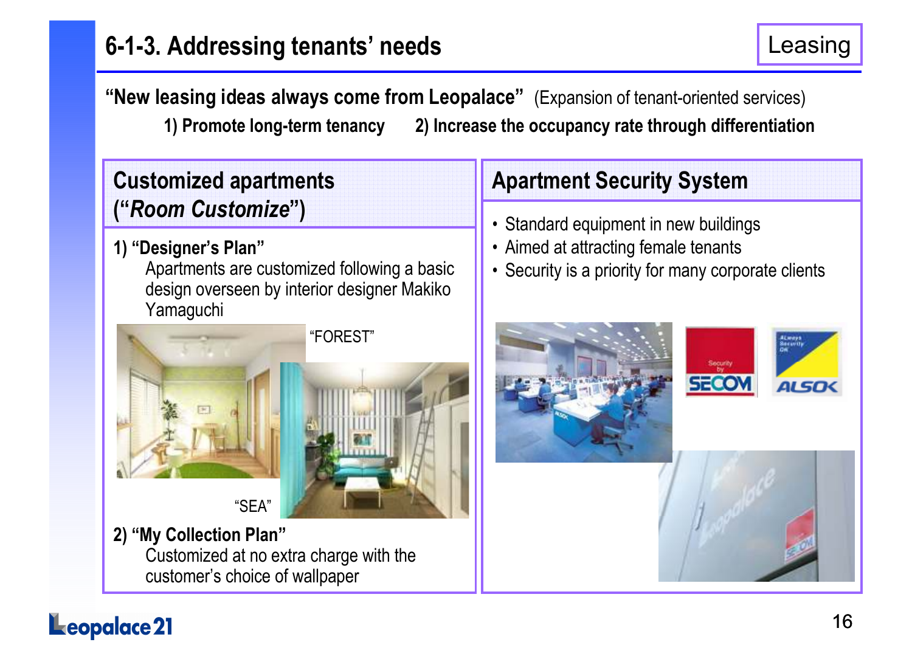# 6-1-3. Addressing tenants' needs

Leasing

**"New leasing ideas always come from Leopalace"** (Expansion of tenant-oriented services)

**1) Promote long-term tenancy** **2) Increase the occupancy rate through differentiation**

## Customized apartments ("*Room Customize*")

**1) "Designer's Plan"**

Apartments are customized following a basic design overseen by interior designer Makiko Yamaguchi

"FOREST"

"SEA"

**2) "My Collection Plan"**

Customized at no extra charge with the customer's choice of wallpaper

## Apartment Security System

- Standard equipment in new buildings
- Aimed at attracting female tenants
- Security is a priority for many corporate clients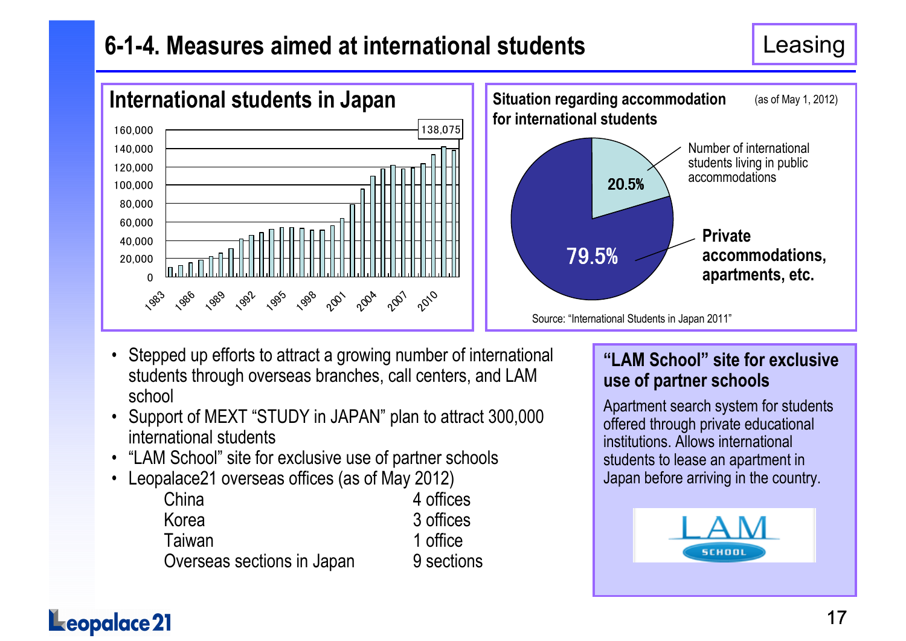# 6-1-4. Measures aimed at international students

Leasing

## International students in Japan

160,000
140,000
120,000
100,000
80,000
60,000
40,000
20,000
0

138,075

1983 1986 1989 1992 1995 1998 2001 2004 2007 2010

## Situation regarding accommodation for international students

(as of May 1, 2012)

20.5% Number of international students living in public accommodations

79.5% **Private accommodations, apartments, etc.**

Source: "International Students in Japan 2011"

- Stepped up efforts to attract a growing number of international students through overseas branches, call centers, and LAM school
- Support of MEXT "STUDY in JAPAN" plan to attract 300,000 international students
- "LAM School" site for exclusive use of partner schools
- Leopalace21 overseas offices (as of May 2012)

| | |
|---|---|
| China | 4 offices |
| Korea | 3 offices |
| Taiwan | 1 office |
| Overseas sections in Japan | 9 sections |

### "LAM School" site for exclusive use of partner schools

Apartment search system for students offered through private educational institutions. Allows international students to lease an apartment in Japan before arriving in the country.

LAM SCHOOL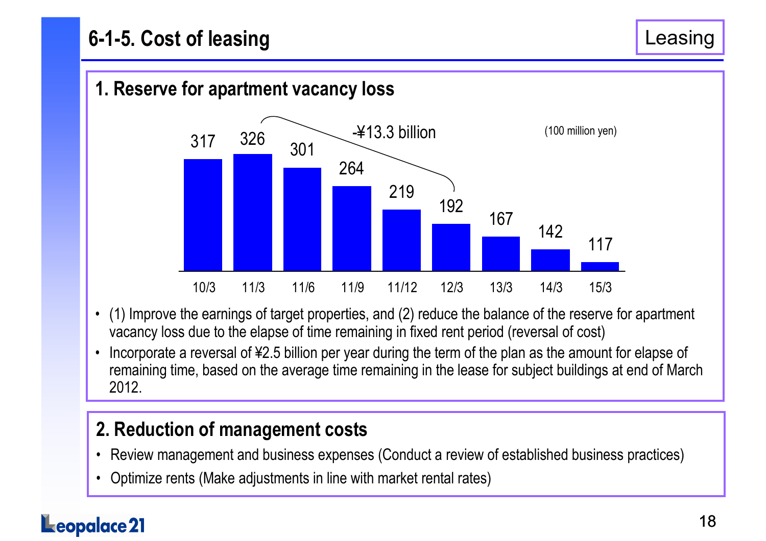# 6-1-5. Cost of leasing

Leasing

## 1. Reserve for apartment vacancy loss

(100 million yen)

-¥13.3 billion

317 326 301 264 219 192 167 142 117

10/3 11/3 11/6 11/9 11/12 12/3 13/3 14/3 15/3

- (1) Improve the earnings of target properties, and (2) reduce the balance of the reserve for apartment vacancy loss due to the elapse of time remaining in fixed rent period (reversal of cost)
- Incorporate a reversal of ¥2.5 billion per year during the term of the plan as the amount for elapse of remaining time, based on the average time remaining in the lease for subject buildings at end of March 2012.

## 2. Reduction of management costs

- Review management and business expenses (Conduct a review of established business practices)
- Optimize rents (Make adjustments in line with market rental rates)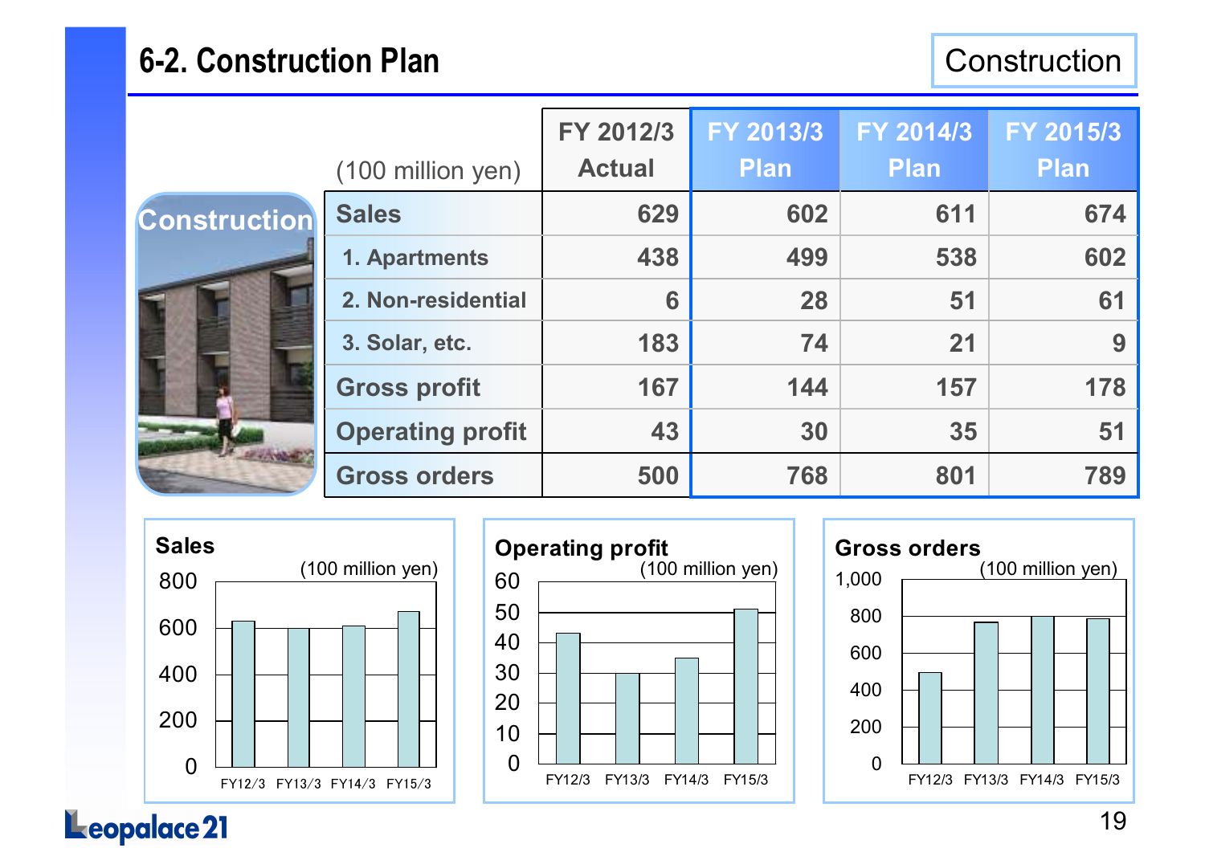## 6-2. Construction Plan

Construction

| (100 million yen) | FY 2012/3 Actual | FY 2013/3 Plan | FY 2014/3 Plan | FY 2015/3 Plan |
|---|---|---|---|---|
| Sales | 629 | 602 | 611 | 674 |
| 1. Apartments | 438 | 499 | 538 | 602 |
| 2. Non-residential | 6 | 28 | 51 | 61 |
| 3. Solar, etc. | 183 | 74 | 21 | 9 |
| Gross profit | 167 | 144 | 157 | 178 |
| Operating profit | 43 | 30 | 35 | 51 |
| Gross orders | 500 | 768 | 801 | 789 |

Sales
(100 million yen)
800
600
400
200
0
FY12/3 FY13/3 FY14/3 FY15/3

Operating profit
(100 million yen)
60
50
40
30
20
10
0
FY12/3 FY13/3 FY14/3 FY15/3

Gross orders
(100 million yen)
1,000
800
600
400
200
0
FY12/3 FY13/3 FY14/3 FY15/3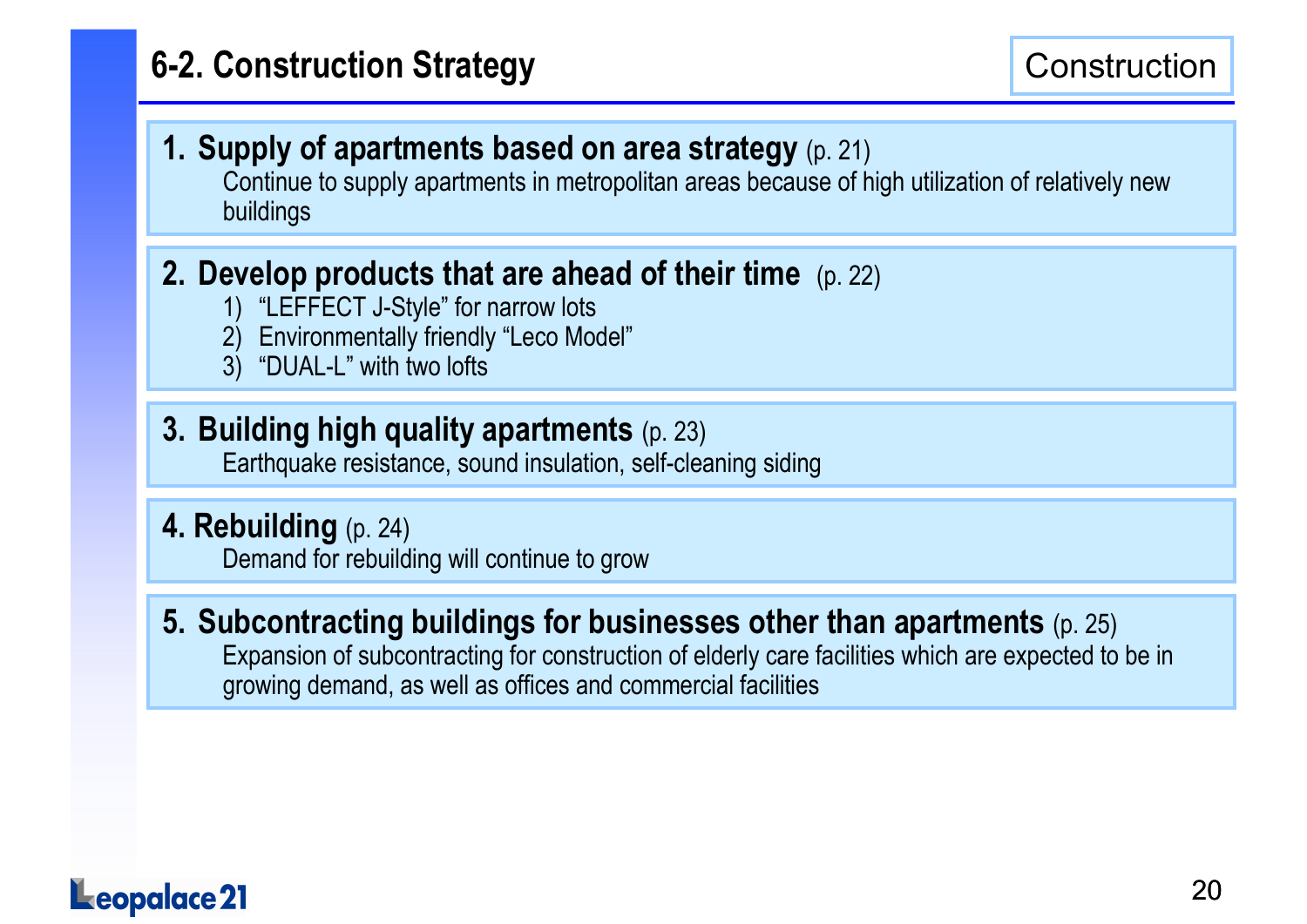# 6-2. Construction Strategy

Construction

**1. Supply of apartments based on area strategy** (p. 21)

Continue to supply apartments in metropolitan areas because of high utilization of relatively new buildings

**2. Develop products that are ahead of their time** (p. 22)

1) "LEFFECT J-Style" for narrow lots
2) Environmentally friendly "Leco Model"
3) "DUAL-L" with two lofts

**3. Building high quality apartments** (p. 23)

Earthquake resistance, sound insulation, self-cleaning siding

**4. Rebuilding** (p. 24)

Demand for rebuilding will continue to grow

**5. Subcontracting buildings for businesses other than apartments** (p. 25)

Expansion of subcontracting for construction of elderly care facilities which are expected to be in growing demand, as well as offices and commercial facilities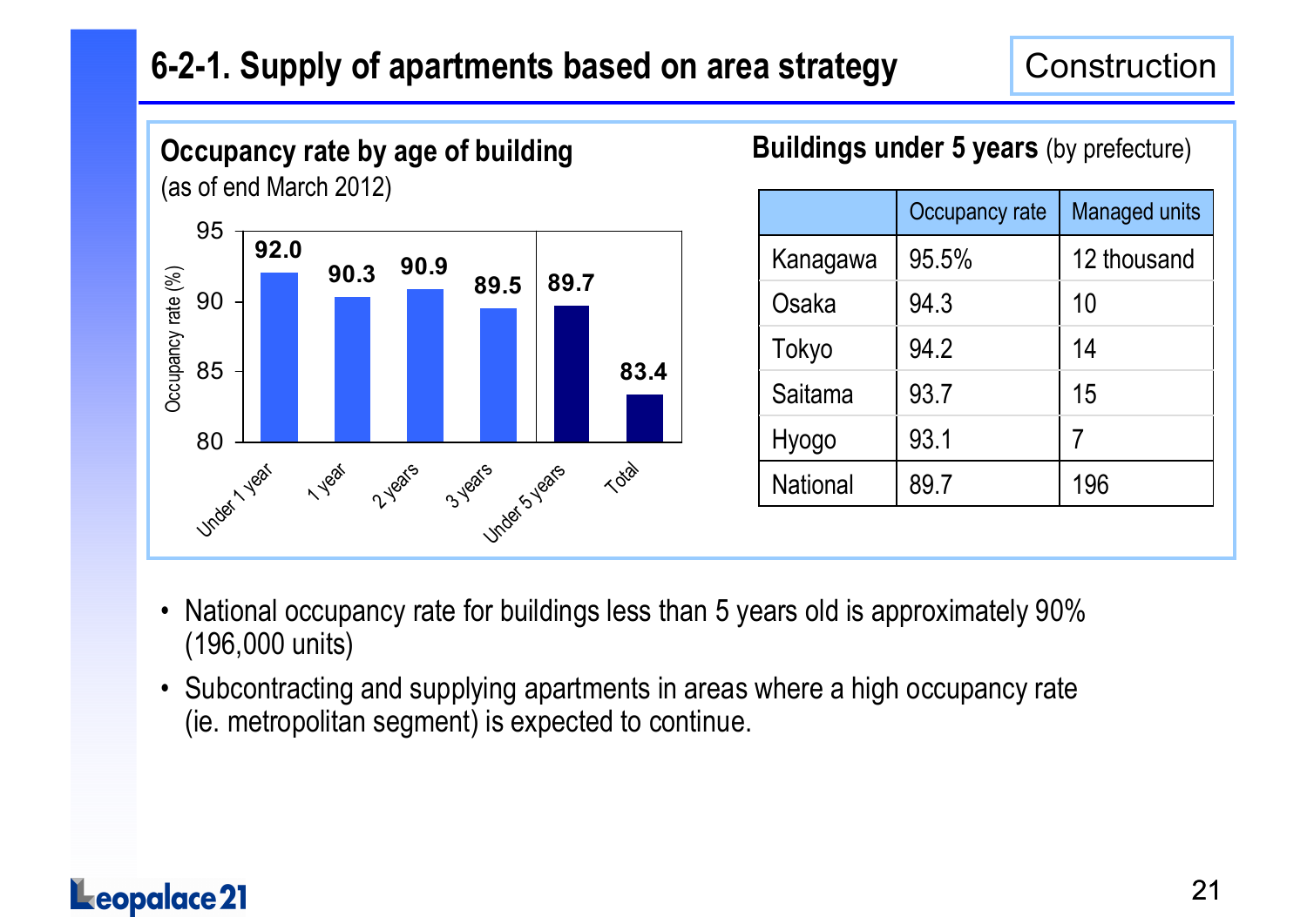# 6-2-1. Supply of apartments based on area strategy

Construction

## Occupancy rate by age of building

(as of end March 2012)

Occupancy rate (%)

95
90
85
80

92.0
90.3
90.9
89.5
89.7
83.4

Under 1 year
1 year
2 years
3 years
Under 5 years
Total

## Buildings under 5 years (by prefecture)

| | Occupancy rate | Managed units |
|---|---|---|
| Kanagawa | 95.5% | 12 thousand |
| Osaka | 94.3 | 10 |
| Tokyo | 94.2 | 14 |
| Saitama | 93.7 | 15 |
| Hyogo | 93.1 | 7 |
| National | 89.7 | 196 |

- National occupancy rate for buildings less than 5 years old is approximately 90% (196,000 units)
- Subcontracting and supplying apartments in areas where a high occupancy rate (ie. metropolitan segment) is expected to continue.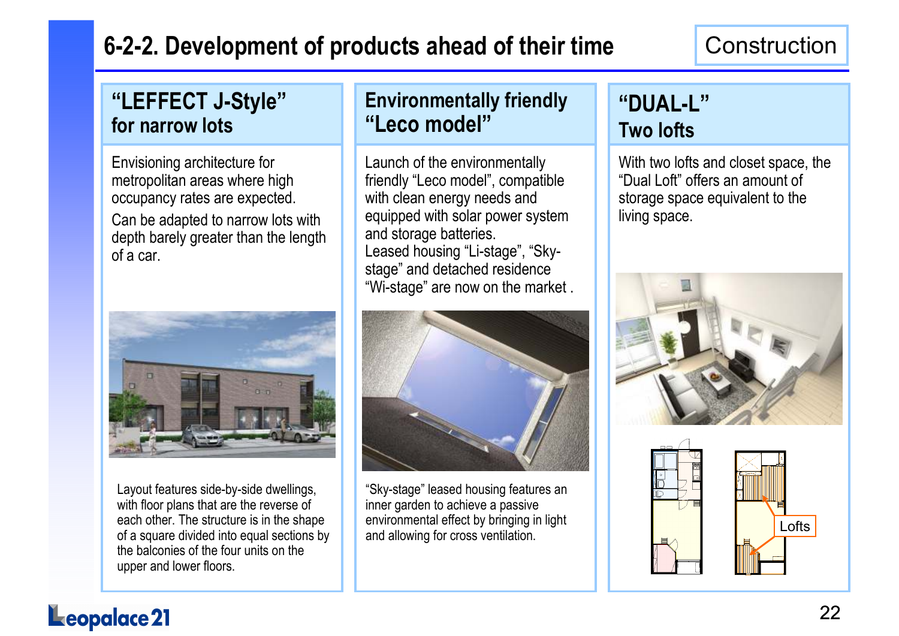# 6-2-2. Development of products ahead of their time

Construction

## "LEFFECT J-Style" for narrow lots

Envisioning architecture for metropolitan areas where high occupancy rates are expected.

Can be adapted to narrow lots with depth barely greater than the length of a car.

Layout features side-by-side dwellings, with floor plans that are the reverse of each other. The structure is in the shape of a square divided into equal sections by the balconies of the four units on the upper and lower floors.

## Environmentally friendly "Leco model"

Launch of the environmentally friendly "Leco model", compatible with clean energy needs and equipped with solar power system and storage batteries.

Leased housing "Li-stage", "Sky-stage" and detached residence "Wi-stage" are now on the market .

"Sky-stage" leased housing features an inner garden to achieve a passive environmental effect by bringing in light and allowing for cross ventilation.

## "DUAL-L" Two lofts

With two lofts and closet space, the "Dual Loft" offers an amount of storage space equivalent to the living space.

Lofts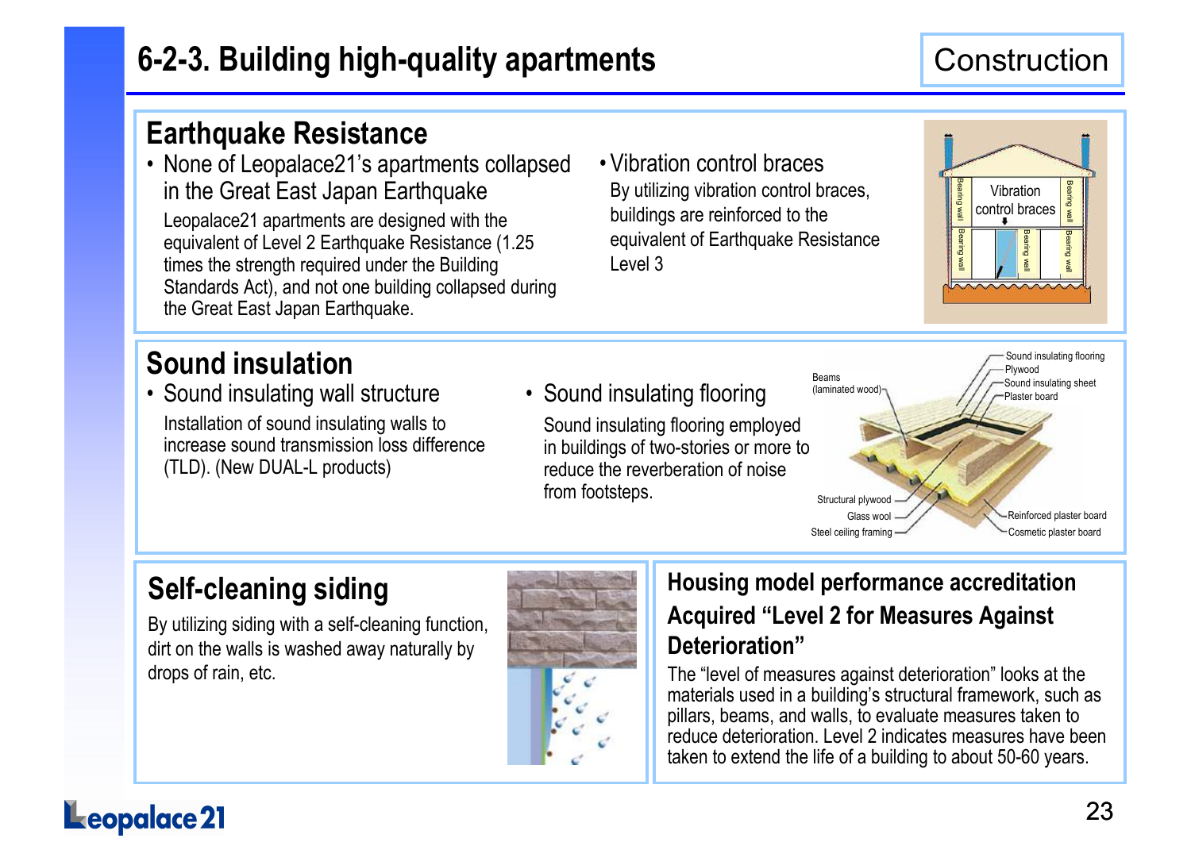# 6-2-3. Building high-quality apartments

Construction

## Earthquake Resistance

- None of Leopalace21's apartments collapsed in the Great East Japan Earthquake

  Leopalace21 apartments are designed with the equivalent of Level 2 Earthquake Resistance (1.25 times the strength required under the Building Standards Act), and not one building collapsed during the Great East Japan Earthquake.

- Vibration control braces

  By utilizing vibration control braces, buildings are reinforced to the equivalent of Earthquake Resistance Level 3

Vibration control braces

Bearing wall

Bearing wall

Bearing wall

Bearing wall

Bearing wall

## Sound insulation

- Sound insulating wall structure

  Installation of sound insulating walls to increase sound transmission loss difference (TLD). (New DUAL-L products)

- Sound insulating flooring

  Sound insulating flooring employed in buildings of two-stories or more to reduce the reverberation of noise from footsteps.

Beams (laminated wood)

Sound insulating flooring

Plywood

Sound insulating sheet

Plaster board

Structural plywood

Glass wool

Steel ceiling framing

Reinforced plaster board

Cosmetic plaster board

## Self-cleaning siding

By utilizing siding with a self-cleaning function, dirt on the walls is washed away naturally by drops of rain, etc.

## Housing model performance accreditation Acquired "Level 2 for Measures Against Deterioration"

The "level of measures against deterioration" looks at the materials used in a building's structural framework, such as pillars, beams, and walls, to evaluate measures taken to reduce deterioration. Level 2 indicates measures have been taken to extend the life of a building to about 50-60 years.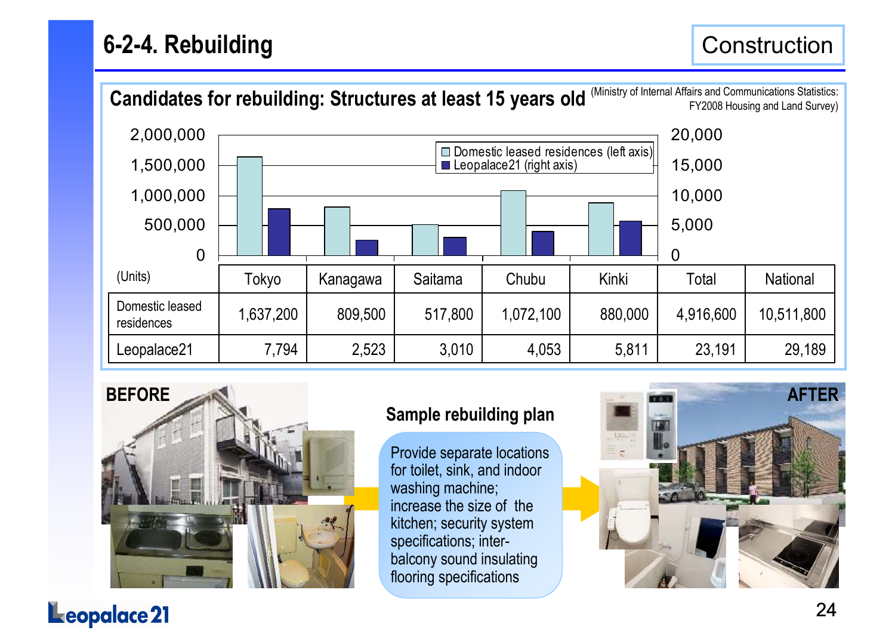# 6-2-4. Rebuilding

Construction

## Candidates for rebuilding: Structures at least 15 years old

(Ministry of Internal Affairs and Communications Statistics: FY2008 Housing and Land Survey)

2,000,000
1,500,000
1,000,000
500,000
0

20,000
15,000
10,000
5,000
0

Domestic leased residences (left axis)
Leopalace21 (right axis)

| (Units) | Tokyo | Kanagawa | Saitama | Chubu | Kinki | Total | National |
|---|---|---|---|---|---|---|---|
| Domestic leased residences | 1,637,200 | 809,500 | 517,800 | 1,072,100 | 880,000 | 4,916,600 | 10,511,800 |
| Leopalace21 | 7,794 | 2,523 | 3,010 | 4,053 | 5,811 | 23,191 | 29,189 |

**BEFORE**

**Sample rebuilding plan**

Provide separate locations for toilet, sink, and indoor washing machine; increase the size of the kitchen; security system specifications; inter-balcony sound insulating flooring specifications

**AFTER**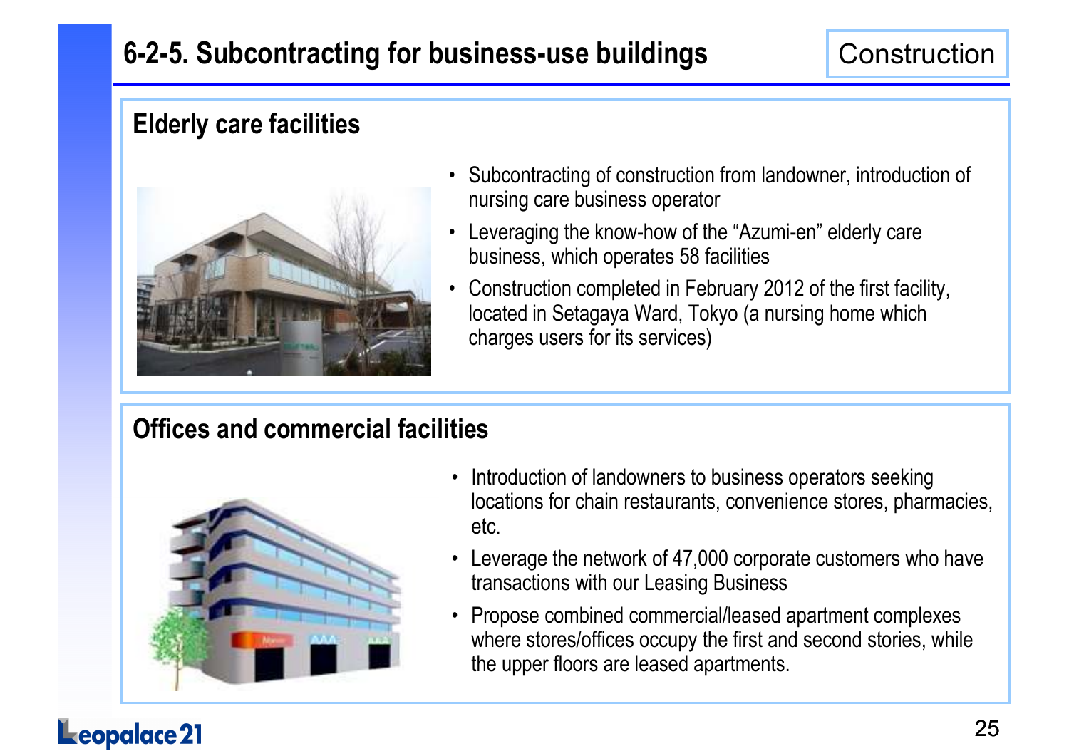# 6-2-5. Subcontracting for business-use buildings

Construction

## Elderly care facilities

- Subcontracting of construction from landowner, introduction of nursing care business operator
- Leveraging the know-how of the "Azumi-en" elderly care business, which operates 58 facilities
- Construction completed in February 2012 of the first facility, located in Setagaya Ward, Tokyo (a nursing home which charges users for its services)

## Offices and commercial facilities

- Introduction of landowners to business operators seeking locations for chain restaurants, convenience stores, pharmacies, etc.
- Leverage the network of 47,000 corporate customers who have transactions with our Leasing Business
- Propose combined commercial/leased apartment complexes where stores/offices occupy the first and second stories, while the upper floors are leased apartments.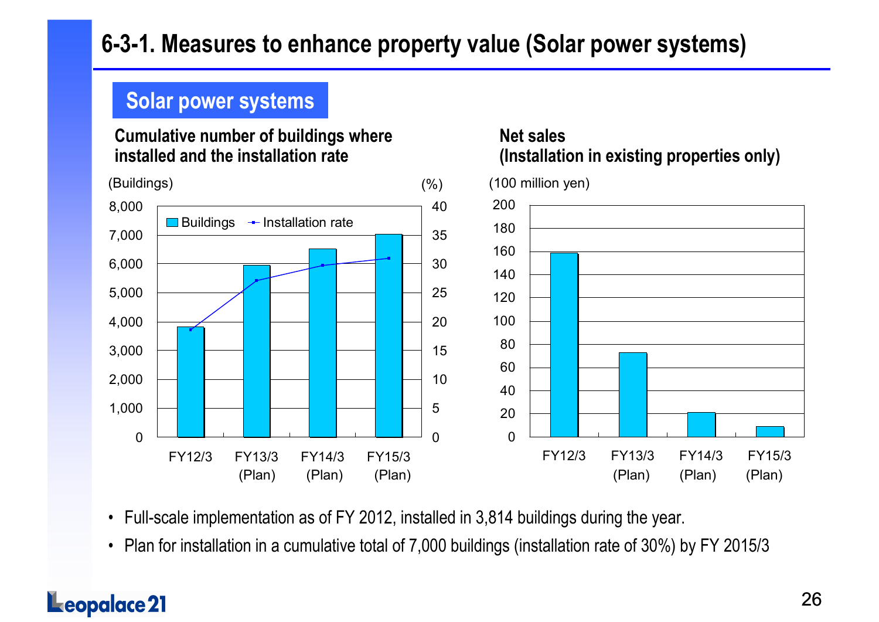# 6-3-1. Measures to enhance property value (Solar power systems)

## Solar power systems

**Cumulative number of buildings where installed and the installation rate**

(Buildings)
(%)

8,000
7,000
6,000
5,000
4,000
3,000
2,000
1,000
0

40
35
30
25
20
15
10
5
0

Buildings
Installation rate

FY12/3
FY13/3 (Plan)
FY14/3 (Plan)
FY15/3 (Plan)

**Net sales (Installation in existing properties only)**

(100 million yen)

200
180
160
140
120
100
80
60
40
20
0

FY12/3
FY13/3 (Plan)
FY14/3 (Plan)
FY15/3 (Plan)

- Full-scale implementation as of FY 2012, installed in 3,814 buildings during the year.
- Plan for installation in a cumulative total of 7,000 buildings (installation rate of 30%) by FY 2015/3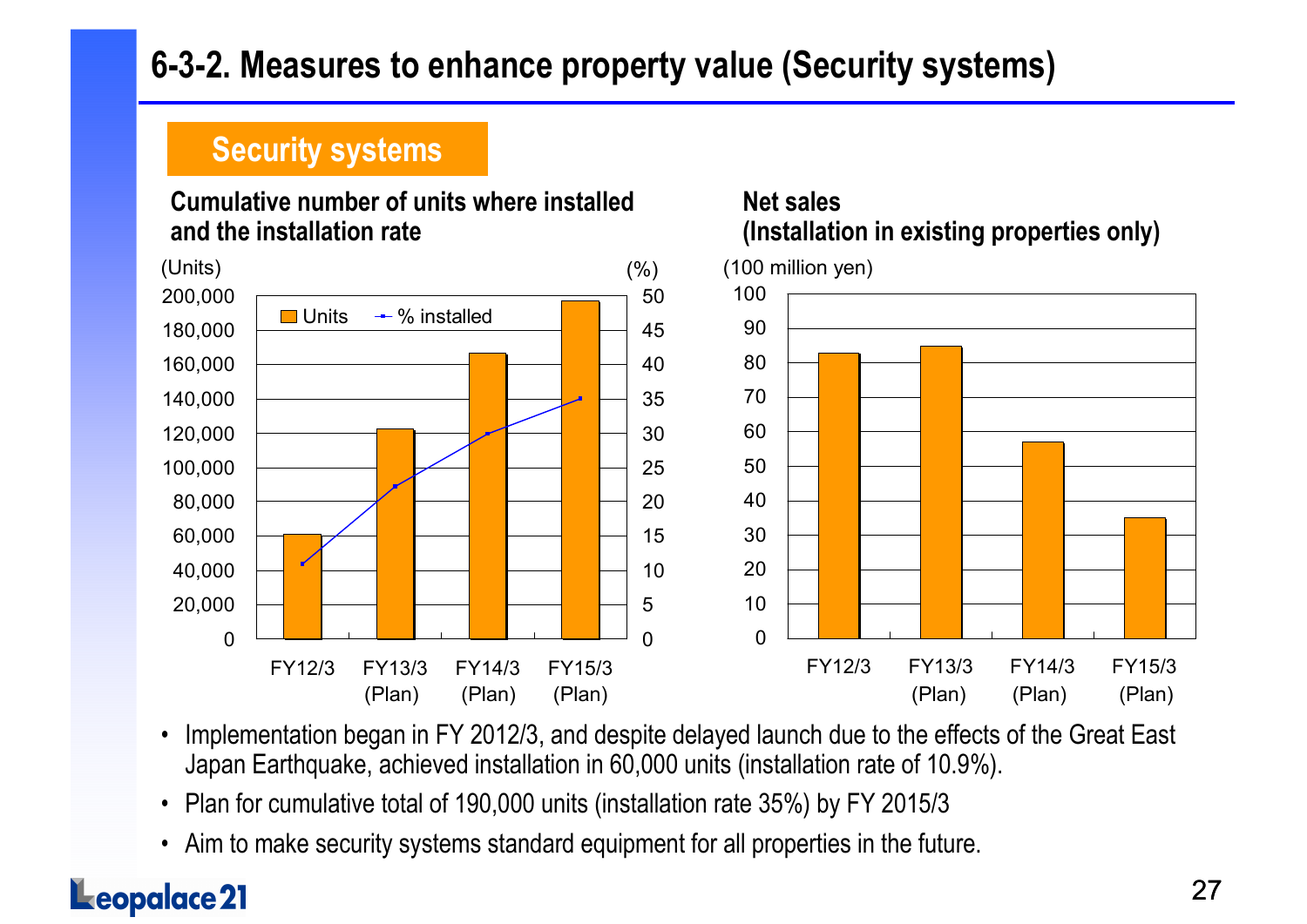# 6-3-2. Measures to enhance property value (Security systems)

## Security systems

**Cumulative number of units where installed and the installation rate**

(Units)
(%)
200,000
180,000
160,000
140,000
120,000
100,000
80,000
60,000
40,000
20,000
0
50
45
40
35
30
25
20
15
10
5
0
Units
% installed
FY12/3
FY13/3 (Plan)
FY14/3 (Plan)
FY15/3 (Plan)

**Net sales (Installation in existing properties only)**

(100 million yen)
100
90
80
70
60
50
40
30
20
10
0
FY12/3
FY13/3 (Plan)
FY14/3 (Plan)
FY15/3 (Plan)

- Implementation began in FY 2012/3, and despite delayed launch due to the effects of the Great East Japan Earthquake, achieved installation in 60,000 units (installation rate of 10.9%).
- Plan for cumulative total of 190,000 units (installation rate 35%) by FY 2015/3
- Aim to make security systems standard equipment for all properties in the future.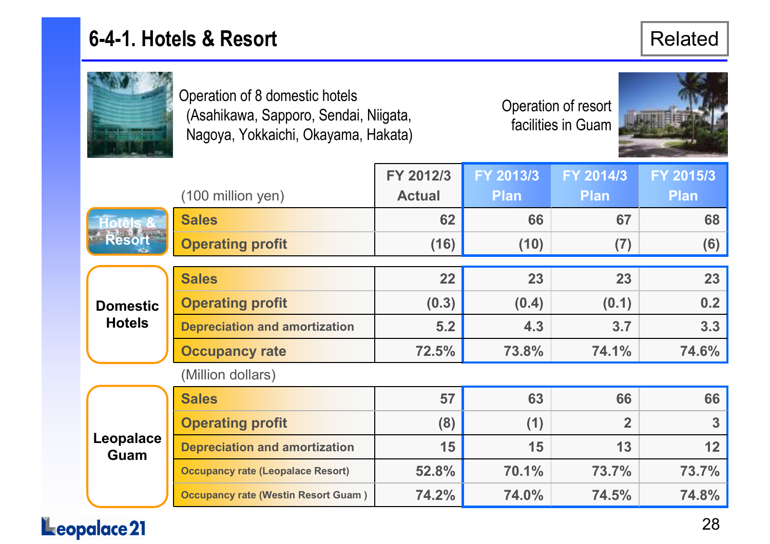# 6-4-1. Hotels & Resort

Related

Operation of 8 domestic hotels (Asahikawa, Sapporo, Sendai, Niigata, Nagoya, Yokkaichi, Okayama, Hakata)

Operation of resort facilities in Guam

| | (100 million yen) | FY 2012/3 Actual | FY 2013/3 Plan | FY 2014/3 Plan | FY 2015/3 Plan |
|---|---|---|---|---|---|
| Hotels & Resort | Sales | 62 | 66 | 67 | 68 |
| | Operating profit | (16) | (10) | (7) | (6) |
| Domestic Hotels | Sales | 22 | 23 | 23 | 23 |
| | Operating profit | (0.3) | (0.4) | (0.1) | 0.2 |
| | Depreciation and amortization | 5.2 | 4.3 | 3.7 | 3.3 |
| | Occupancy rate | 72.5% | 73.8% | 74.1% | 74.6% |
| | (Million dollars) | | | | |
| Leopalace Guam | Sales | 57 | 63 | 66 | 66 |
| | Operating profit | (8) | (1) | 2 | 3 |
| | Depreciation and amortization | 15 | 15 | 13 | 12 |
| | Occupancy rate (Leopalace Resort) | 52.8% | 70.1% | 73.7% | 73.7% |
| | Occupancy rate (Westin Resort Guam ) | 74.2% | 74.0% | 74.5% | 74.8% |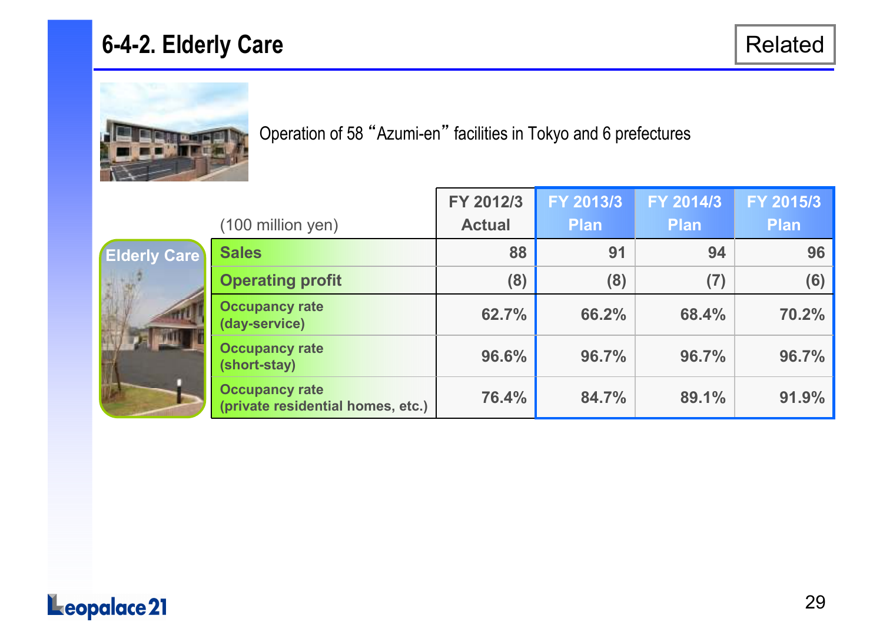# 6-4-2. Elderly Care

Related

Operation of 58 "Azumi-en" facilities in Tokyo and 6 prefectures

| Elderly Care (100 million yen) | FY 2012/3 Actual | FY 2013/3 Plan | FY 2014/3 Plan | FY 2015/3 Plan |
|---|---|---|---|---|
| **Sales** | 88 | 91 | 94 | 96 |
| **Operating profit** | (8) | (8) | (7) | (6) |
| **Occupancy rate (day-service)** | 62.7% | 66.2% | 68.4% | 70.2% |
| **Occupancy rate (short-stay)** | 96.6% | 96.7% | 96.7% | 96.7% |
| **Occupancy rate (private residential homes, etc.)** | 76.4% | 84.7% | 89.1% | 91.9% |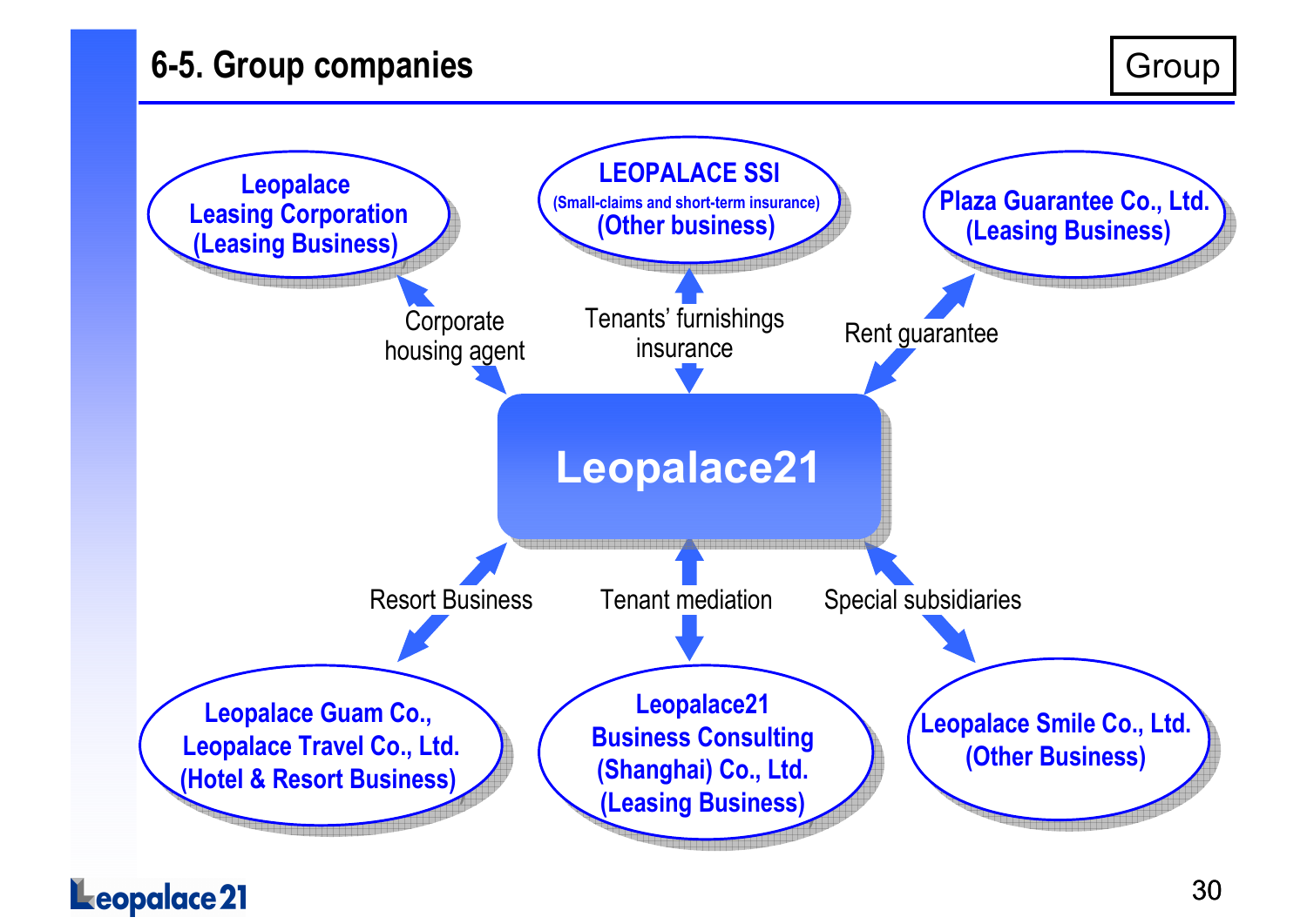# 6-5. Group companies

Group

Leopalace21

Leopalace Leasing Corporation (Leasing Business)

Corporate housing agent

LEOPALACE SSI (Small-claims and short-term insurance) (Other business)

Tenants' furnishings insurance

Plaza Guarantee Co., Ltd. (Leasing Business)

Rent guarantee

Leopalace Guam Co., Leopalace Travel Co., Ltd. (Hotel & Resort Business)

Resort Business

Leopalace21 Business Consulting (Shanghai) Co., Ltd. (Leasing Business)

Tenant mediation

Leopalace Smile Co., Ltd. (Other Business)

Special subsidiaries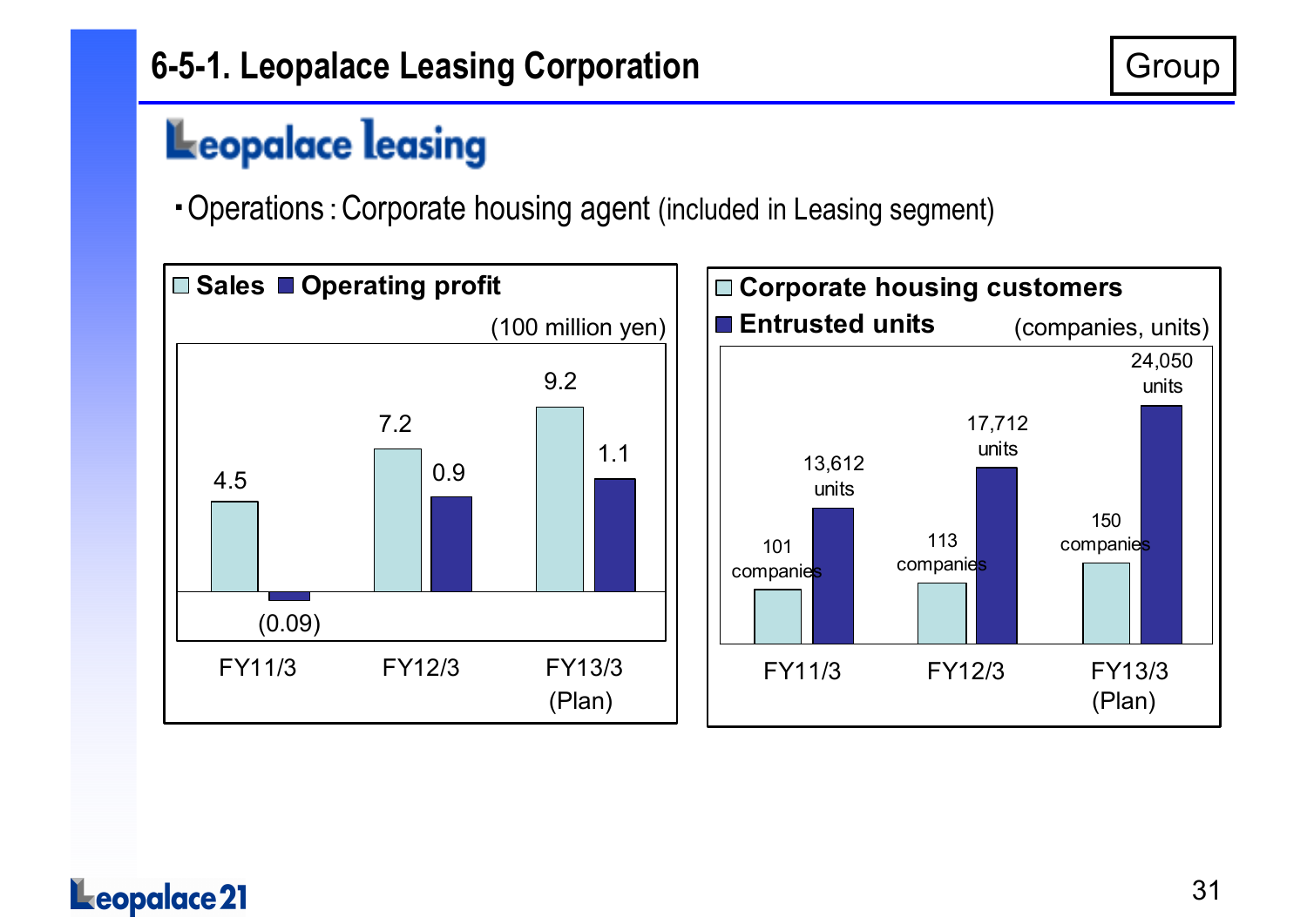# 6-5-1. Leopalace Leasing Corporation

Group

Leopalace leasing

・Operations : Corporate housing agent (included in Leasing segment)

Sales / Operating profit

(100 million yen)

4.5
(0.09)
7.2
0.9
9.2
1.1

FY11/3
FY12/3
FY13/3 (Plan)

Corporate housing customers / Entrusted units

(companies, units)

101 companies
13,612 units
113 companies
17,712 units
150 companies
24,050 units

FY11/3
FY12/3
FY13/3 (Plan)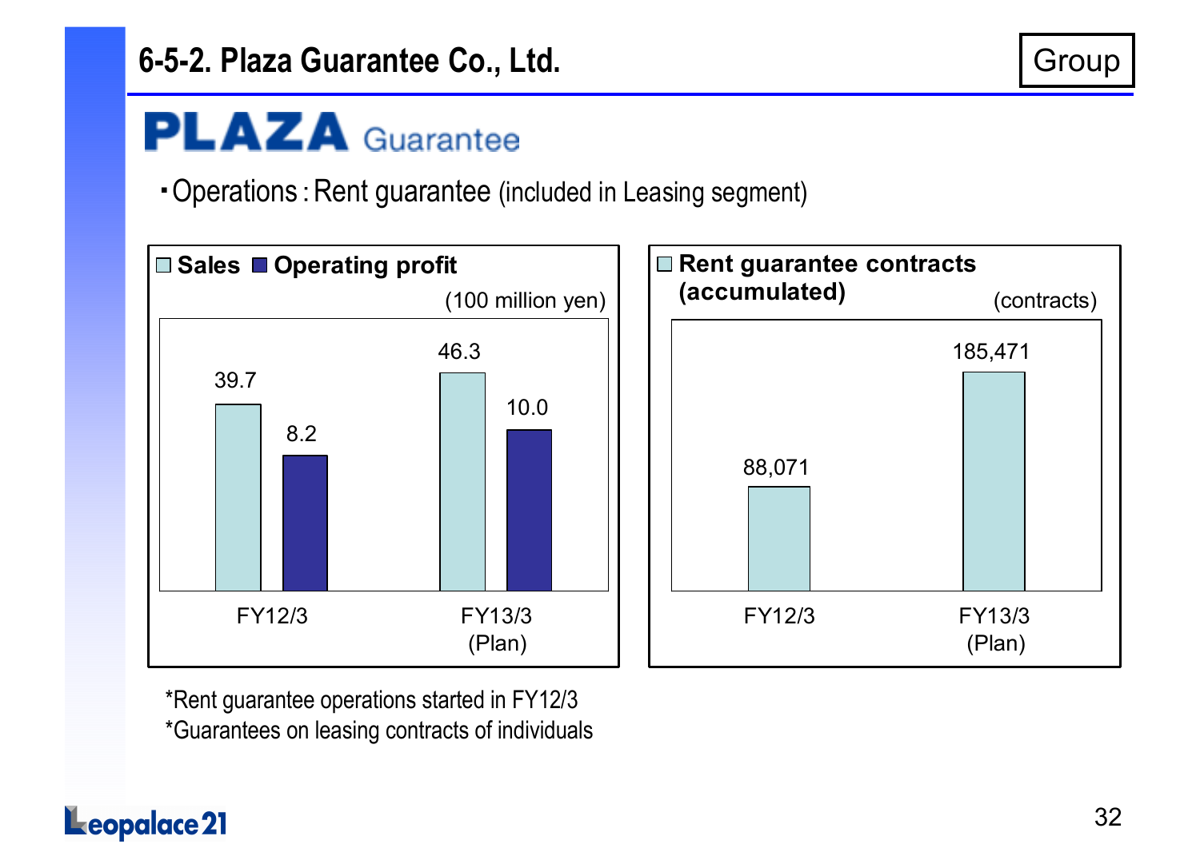# 6-5-2. Plaza Guarantee Co., Ltd.

Group

PLAZA Guarantee

・Operations : Rent guarantee (included in Leasing segment)

Sales  Operating profit

(100 million yen)

39.7
8.2
46.3
10.0

FY12/3
FY13/3
(Plan)

Rent guarantee contracts (accumulated)

(contracts)

88,071
185,471

FY12/3
FY13/3
(Plan)

*Rent guarantee operations started in FY12/3
*Guarantees on leasing contracts of individuals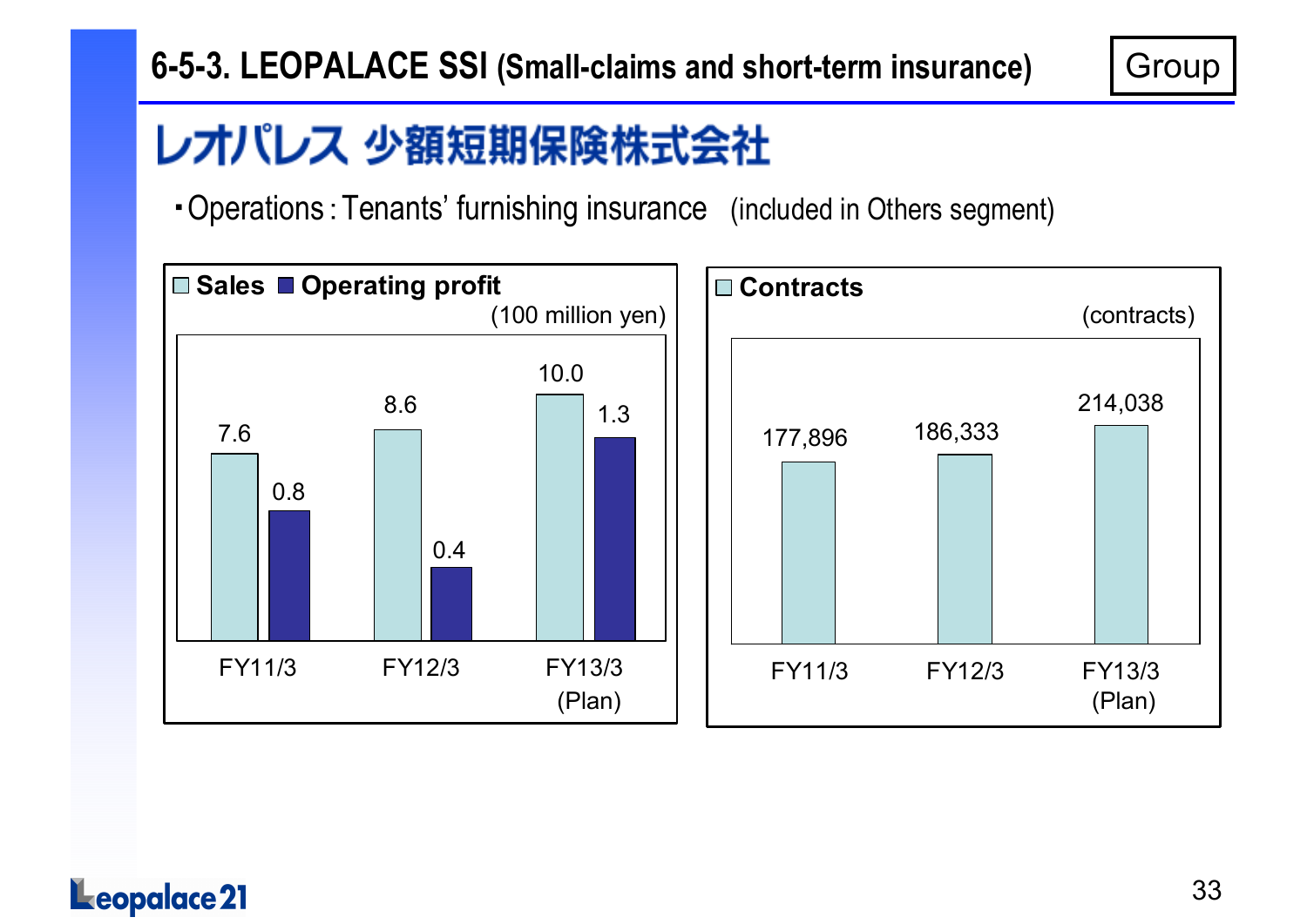## 6-5-3. LEOPALACE SSI (Small-claims and short-term insurance)

Group

# レオパレス 少額短期保険株式会社

・Operations : Tenants' furnishing insurance (included in Others segment)

Sales　Operating profit

(100 million yen)

7.6
0.8
8.6
0.4
10.0
1.3

FY11/3
FY12/3
FY13/3 (Plan)

Contracts

(contracts)

177,896
186,333
214,038

FY11/3
FY12/3
FY13/3 (Plan)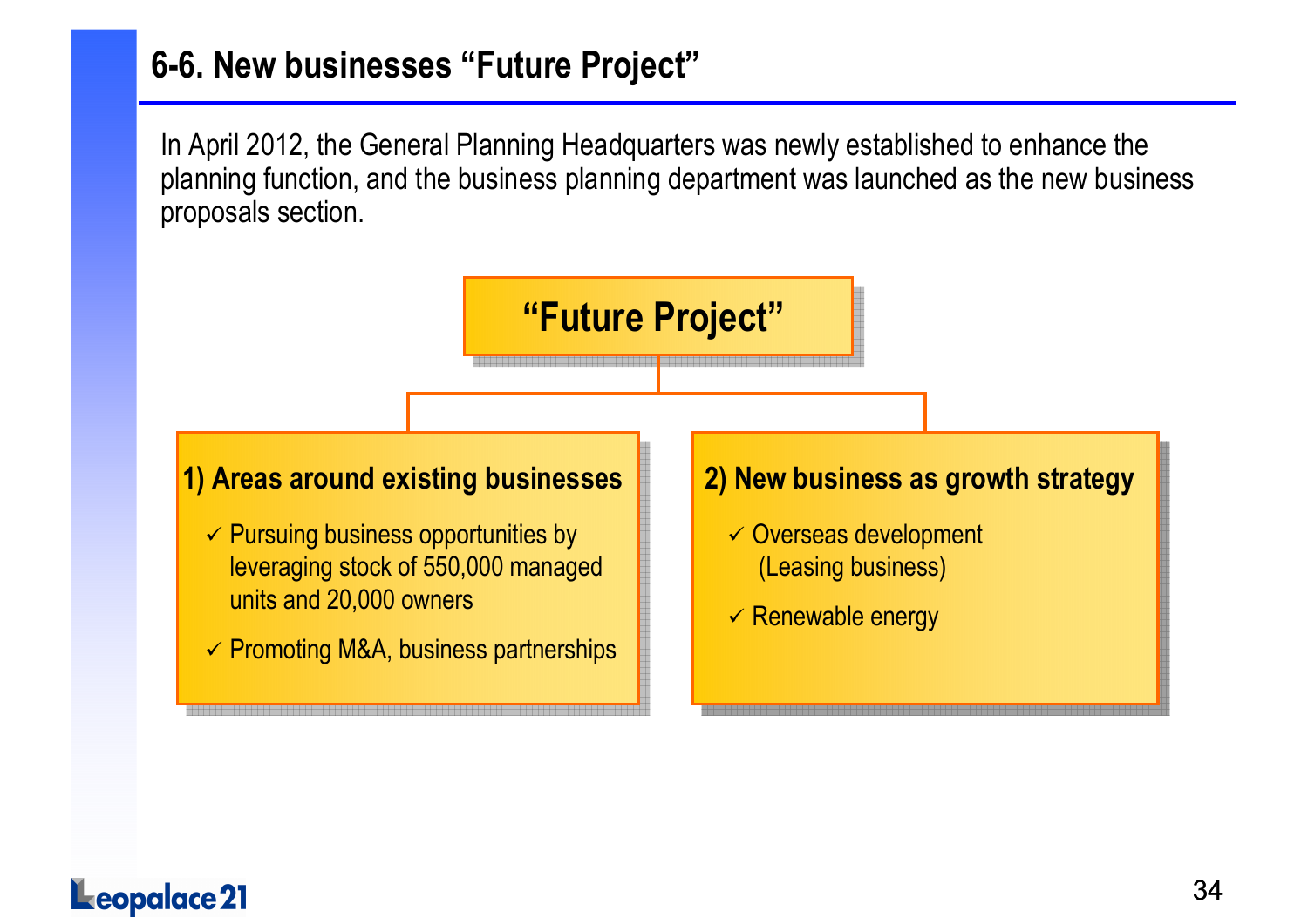## 6-6. New businesses "Future Project"

In April 2012, the General Planning Headquarters was newly established to enhance the planning function, and the business planning department was launched as the new business proposals section.

### "Future Project"

**1) Areas around existing businesses**

- ✓ Pursuing business opportunities by leveraging stock of 550,000 managed units and 20,000 owners
- ✓ Promoting M&A, business partnerships

**2) New business as growth strategy**

- ✓ Overseas development (Leasing business)
- ✓ Renewable energy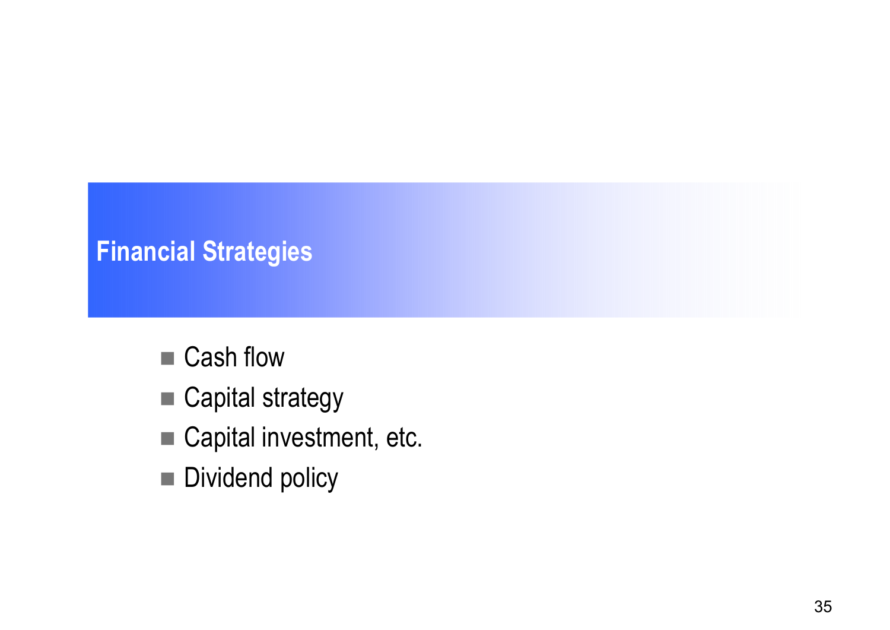## Financial Strategies

- Cash flow
- Capital strategy
- Capital investment, etc.
- Dividend policy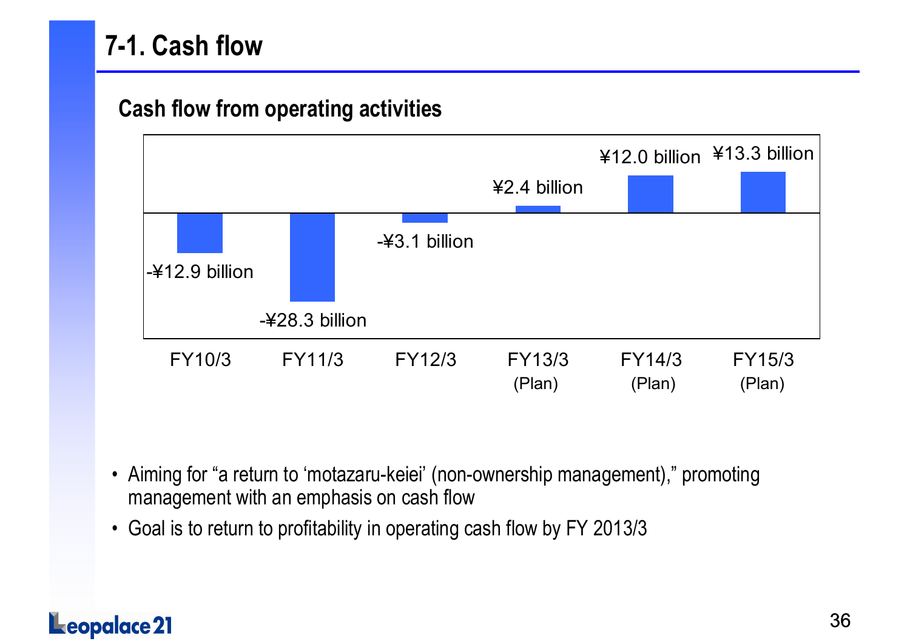# 7-1. Cash flow

## Cash flow from operating activities

-¥12.9 billion
-¥28.3 billion
-¥3.1 billion
¥2.4 billion
¥12.0 billion
¥13.3 billion

FY10/3
FY11/3
FY12/3
FY13/3 (Plan)
FY14/3 (Plan)
FY15/3 (Plan)

- Aiming for “a return to ‘motazaru-keiei’ (non-ownership management),” promoting management with an emphasis on cash flow
- Goal is to return to profitability in operating cash flow by FY 2013/3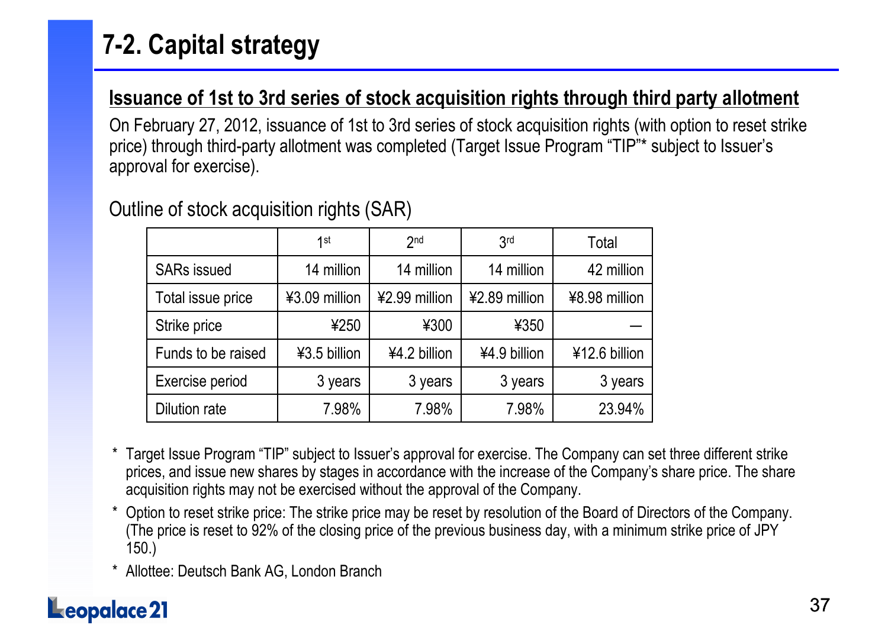# 7-2. Capital strategy

## Issuance of 1st to 3rd series of stock acquisition rights through third party allotment

On February 27, 2012, issuance of 1st to 3rd series of stock acquisition rights (with option to reset strike price) through third-party allotment was completed (Target Issue Program "TIP"* subject to Issuer's approval for exercise).

Outline of stock acquisition rights (SAR)

| | 1st | 2nd | 3rd | Total |
|---|---|---|---|---|
| SARs issued | 14 million | 14 million | 14 million | 42 million |
| Total issue price | ¥3.09 million | ¥2.99 million | ¥2.89 million | ¥8.98 million |
| Strike price | ¥250 | ¥300 | ¥350 | — |
| Funds to be raised | ¥3.5 billion | ¥4.2 billion | ¥4.9 billion | ¥12.6 billion |
| Exercise period | 3 years | 3 years | 3 years | 3 years |
| Dilution rate | 7.98% | 7.98% | 7.98% | 23.94% |

* Target Issue Program "TIP" subject to Issuer's approval for exercise. The Company can set three different strike prices, and issue new shares by stages in accordance with the increase of the Company's share price. The share acquisition rights may not be exercised without the approval of the Company.
* Option to reset strike price: The strike price may be reset by resolution of the Board of Directors of the Company. (The price is reset to 92% of the closing price of the previous business day, with a minimum strike price of JPY 150.)
* Allottee: Deutsch Bank AG, London Branch

Leopalace21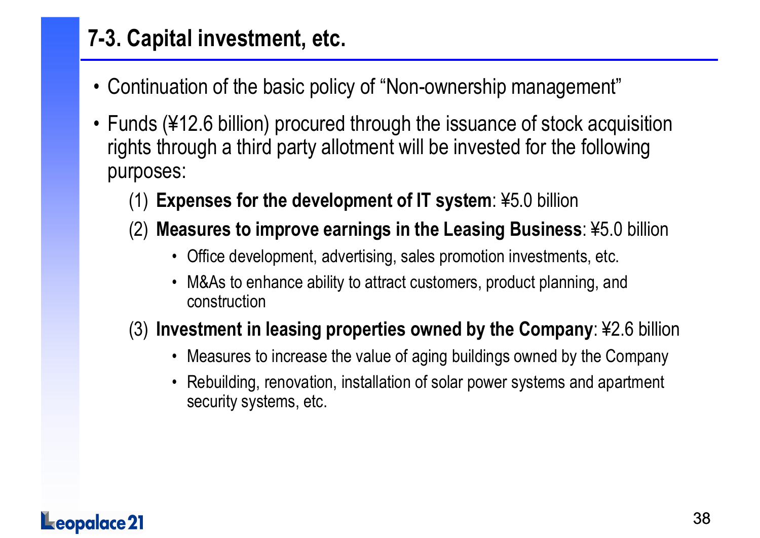## 7-3. Capital investment, etc.

- Continuation of the basic policy of “Non-ownership management”
- Funds (¥12.6 billion) procured through the issuance of stock acquisition rights through a third party allotment will be invested for the following purposes:
  (1) **Expenses for the development of IT system**: ¥5.0 billion
  (2) **Measures to improve earnings in the Leasing Business**: ¥5.0 billion
    - Office development, advertising, sales promotion investments, etc.
    - M&As to enhance ability to attract customers, product planning, and construction

  (3) **Investment in leasing properties owned by the Company**: ¥2.6 billion
    - Measures to increase the value of aging buildings owned by the Company
    - Rebuilding, renovation, installation of solar power systems and apartment security systems, etc.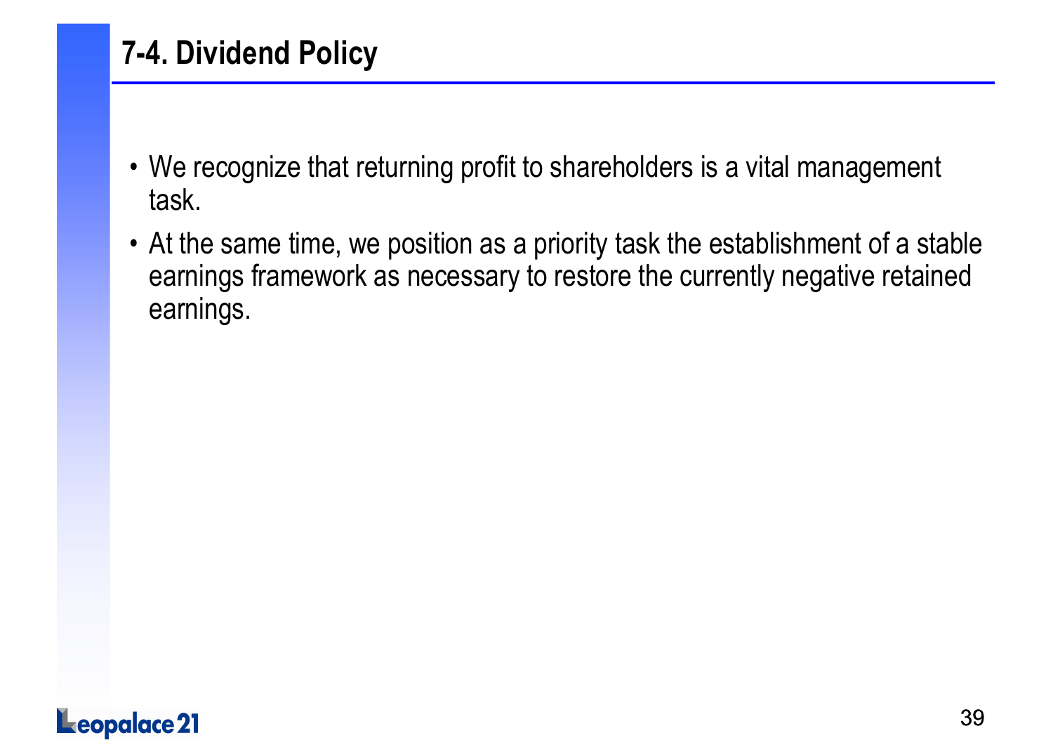## 7-4. Dividend Policy

- We recognize that returning profit to shareholders is a vital management task.
- At the same time, we position as a priority task the establishment of a stable earnings framework as necessary to restore the currently negative retained earnings.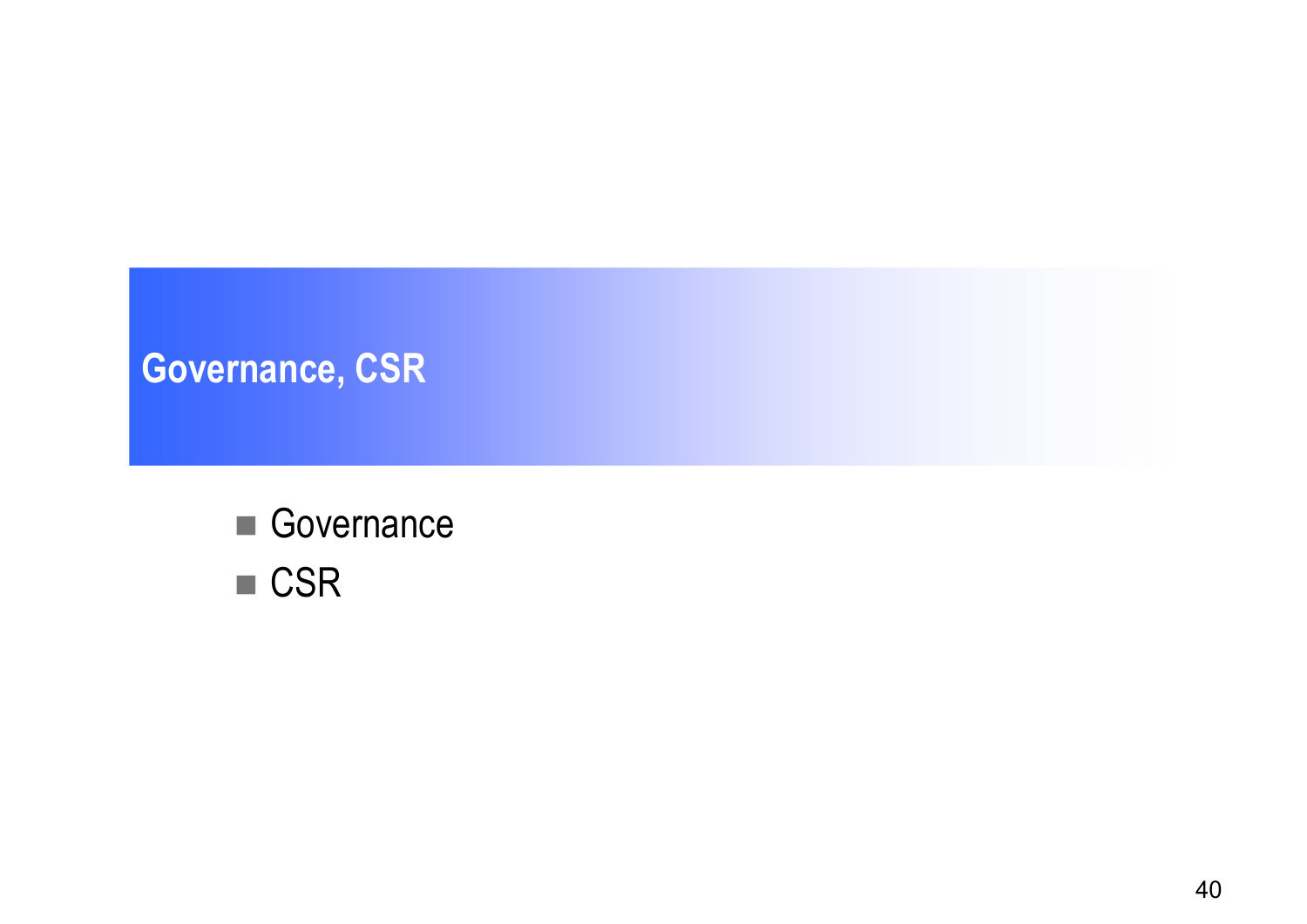# Governance, CSR

- Governance
- CSR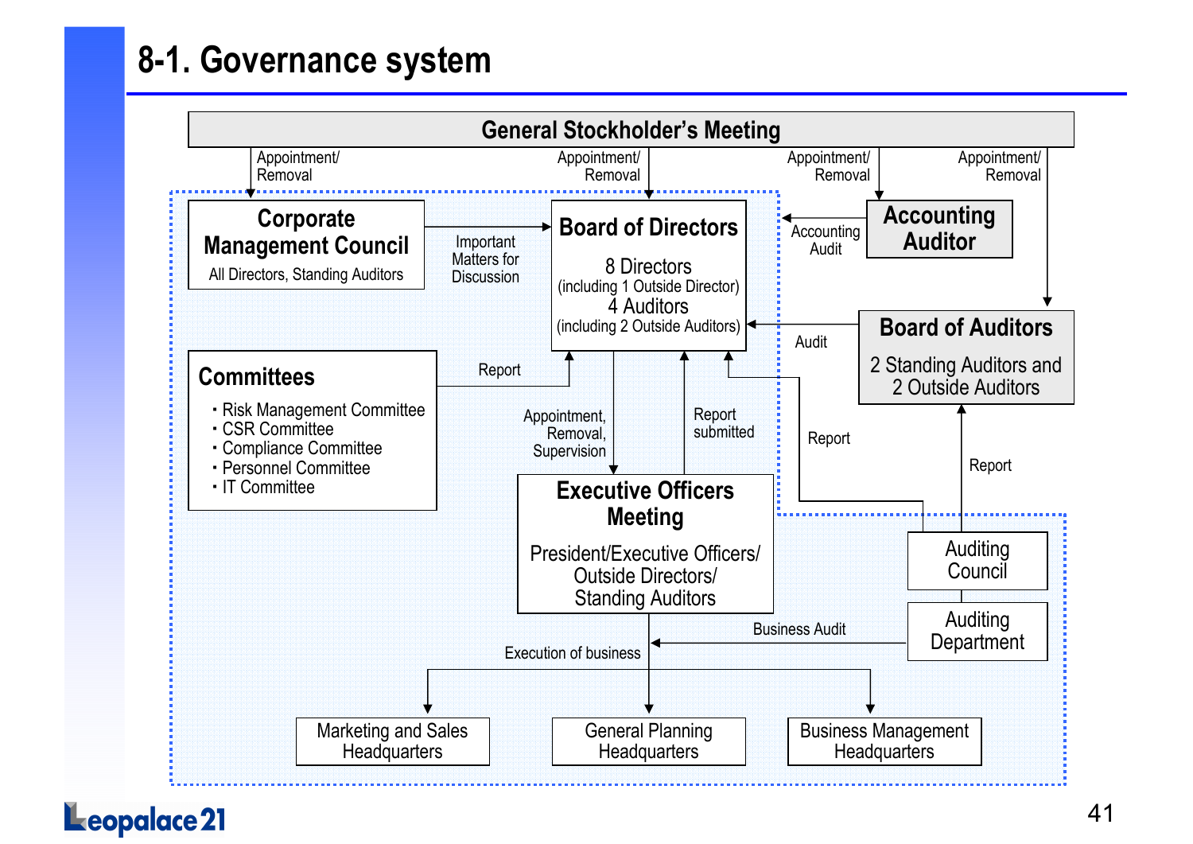# 8-1. Governance system

General Stockholder's Meeting

Appointment/ Removal

Appointment/ Removal

Appointment/ Removal

Appointment/ Removal

**Corporate Management Council**

All Directors, Standing Auditors

Important Matters for Discussion

**Board of Directors**

8 Directors (including 1 Outside Director)

4 Auditors (including 2 Outside Auditors)

Accounting Audit

**Accounting Auditor**

Audit

**Board of Auditors**

2 Standing Auditors and 2 Outside Auditors

**Committees**

- Risk Management Committee
- CSR Committee
- Compliance Committee
- Personnel Committee
- IT Committee

Report

Appointment, Removal, Supervision

Report submitted

Report

Report

**Executive Officers Meeting**

President/Executive Officers/ Outside Directors/ Standing Auditors

Auditing Council

Auditing Department

Business Audit

Execution of business

Marketing and Sales Headquarters

General Planning Headquarters

Business Management Headquarters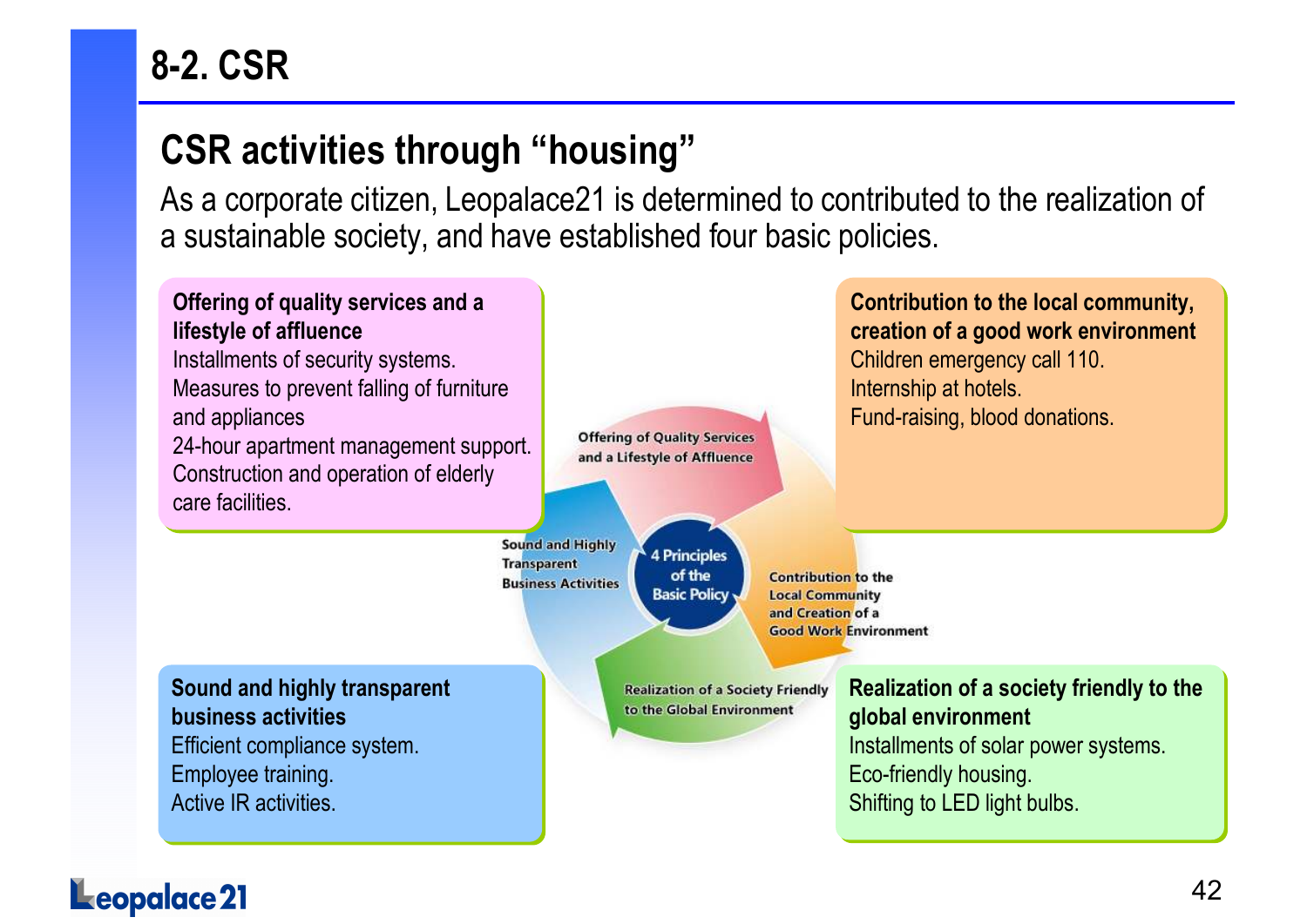# 8-2. CSR

## CSR activities through "housing"

As a corporate citizen, Leopalace21 is determined to contributed to the realization of a sustainable society, and have established four basic policies.

**Offering of quality services and a lifestyle of affluence**
Installments of security systems.
Measures to prevent falling of furniture and appliances
24-hour apartment management support.
Construction and operation of elderly care facilities.

**Contribution to the local community, creation of a good work environment**
Children emergency call 110.
Internship at hotels.
Fund-raising, blood donations.

4 Principles of the Basic Policy

Offering of Quality Services and a Lifestyle of Affluence

Contribution to the Local Community and Creation of a Good Work Environment

Realization of a Society Friendly to the Global Environment

Sound and Highly Transparent Business Activities

**Sound and highly transparent business activities**
Efficient compliance system.
Employee training.
Active IR activities.

**Realization of a society friendly to the global environment**
Installments of solar power systems.
Eco-friendly housing.
Shifting to LED light bulbs.